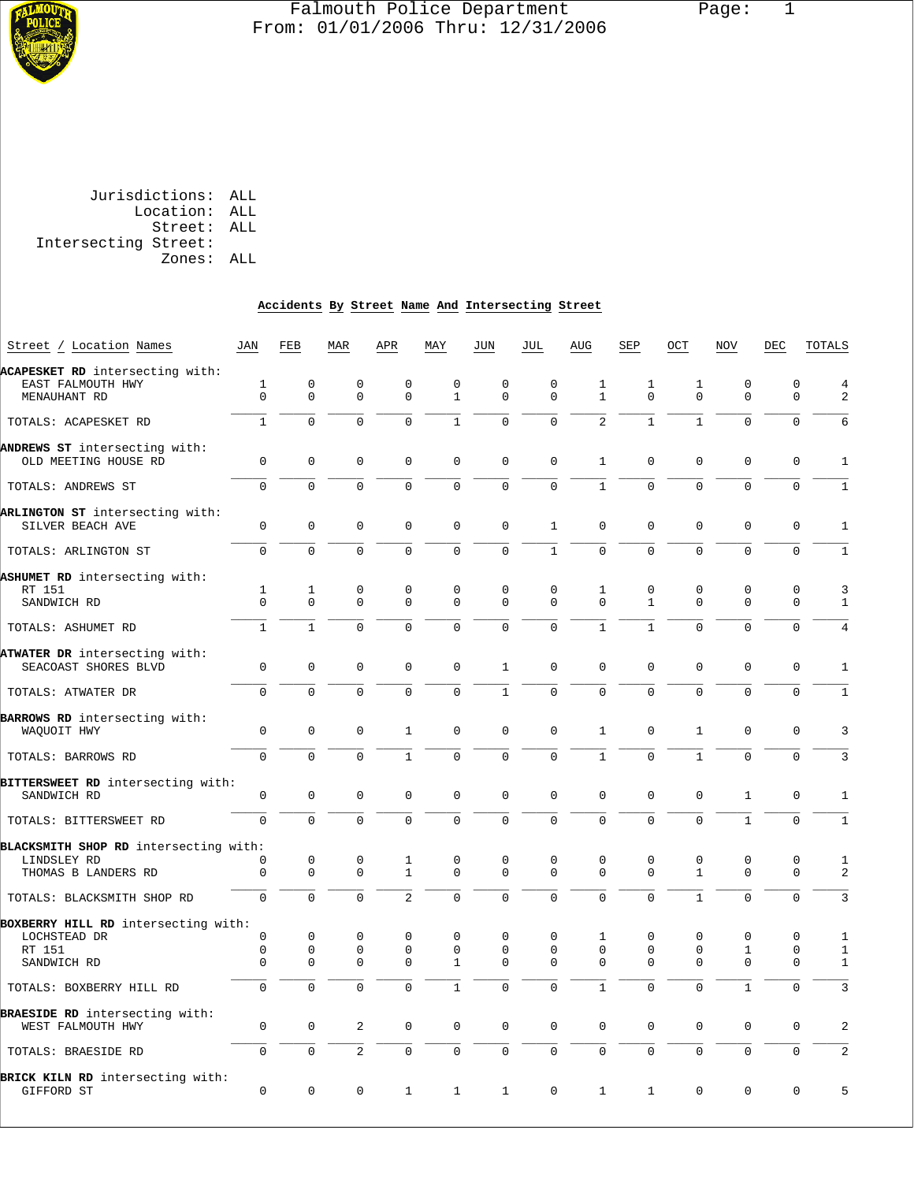Falmouth Police Department
From: 01/01/2006 Thru: 12/31/2006

Jurisdictions: ALL
Location: ALL
Street: ALL
Intersecting Street:
Zones: ALL

**Accidents By Street Name And Intersecting Street**

| Street / Location Names | JAN | FEB | MAR | APR | MAY | JUN | JUL | AUG | SEP | OCT | NOV | DEC | TOTALS |
|---|---|---|---|---|---|---|---|---|---|---|---|---|---|
| **ACAPESKET RD** intersecting with: | | | | | | | | | | | | | |
| EAST FALMOUTH HWY | 1 | 0 | 0 | 0 | 0 | 0 | 0 | 1 | 1 | 1 | 0 | 0 | 4 |
| MENAUHANT RD | 0 | 0 | 0 | 0 | 1 | 0 | 0 | 1 | 0 | 0 | 0 | 0 | 2 |
| TOTALS: ACAPESKET RD | 1 | 0 | 0 | 0 | 1 | 0 | 0 | 2 | 1 | 1 | 0 | 0 | 6 |
| **ANDREWS ST** intersecting with: | | | | | | | | | | | | | |
| OLD MEETING HOUSE RD | 0 | 0 | 0 | 0 | 0 | 0 | 0 | 1 | 0 | 0 | 0 | 0 | 1 |
| TOTALS: ANDREWS ST | 0 | 0 | 0 | 0 | 0 | 0 | 0 | 1 | 0 | 0 | 0 | 0 | 1 |
| **ARLINGTON ST** intersecting with: | | | | | | | | | | | | | |
| SILVER BEACH AVE | 0 | 0 | 0 | 0 | 0 | 0 | 1 | 0 | 0 | 0 | 0 | 0 | 1 |
| TOTALS: ARLINGTON ST | 0 | 0 | 0 | 0 | 0 | 0 | 1 | 0 | 0 | 0 | 0 | 0 | 1 |
| **ASHUMET RD** intersecting with: | | | | | | | | | | | | | |
| RT 151 | 1 | 1 | 0 | 0 | 0 | 0 | 0 | 1 | 0 | 0 | 0 | 0 | 3 |
| SANDWICH RD | 0 | 0 | 0 | 0 | 0 | 0 | 0 | 0 | 1 | 0 | 0 | 0 | 1 |
| TOTALS: ASHUMET RD | 1 | 1 | 0 | 0 | 0 | 0 | 0 | 1 | 1 | 0 | 0 | 0 | 4 |
| **ATWATER DR** intersecting with: | | | | | | | | | | | | | |
| SEACOAST SHORES BLVD | 0 | 0 | 0 | 0 | 0 | 1 | 0 | 0 | 0 | 0 | 0 | 0 | 1 |
| TOTALS: ATWATER DR | 0 | 0 | 0 | 0 | 0 | 1 | 0 | 0 | 0 | 0 | 0 | 0 | 1 |
| **BARROWS RD** intersecting with: | | | | | | | | | | | | | |
| WAQUOIT HWY | 0 | 0 | 0 | 1 | 0 | 0 | 0 | 1 | 0 | 1 | 0 | 0 | 3 |
| TOTALS: BARROWS RD | 0 | 0 | 0 | 1 | 0 | 0 | 0 | 1 | 0 | 1 | 0 | 0 | 3 |
| **BITTERSWEET RD** intersecting with: | | | | | | | | | | | | | |
| SANDWICH RD | 0 | 0 | 0 | 0 | 0 | 0 | 0 | 0 | 0 | 0 | 1 | 0 | 1 |
| TOTALS: BITTERSWEET RD | 0 | 0 | 0 | 0 | 0 | 0 | 0 | 0 | 0 | 0 | 1 | 0 | 1 |
| **BLACKSMITH SHOP RD** intersecting with: | | | | | | | | | | | | | |
| LINDSLEY RD | 0 | 0 | 0 | 1 | 0 | 0 | 0 | 0 | 0 | 0 | 0 | 0 | 1 |
| THOMAS B LANDERS RD | 0 | 0 | 0 | 1 | 0 | 0 | 0 | 0 | 0 | 1 | 0 | 0 | 2 |
| TOTALS: BLACKSMITH SHOP RD | 0 | 0 | 0 | 2 | 0 | 0 | 0 | 0 | 0 | 1 | 0 | 0 | 3 |
| **BOXBERRY HILL RD** intersecting with: | | | | | | | | | | | | | |
| LOCHSTEAD DR | 0 | 0 | 0 | 0 | 0 | 0 | 0 | 1 | 0 | 0 | 0 | 0 | 1 |
| RT 151 | 0 | 0 | 0 | 0 | 0 | 0 | 0 | 0 | 0 | 0 | 1 | 0 | 1 |
| SANDWICH RD | 0 | 0 | 0 | 0 | 1 | 0 | 0 | 0 | 0 | 0 | 0 | 0 | 1 |
| TOTALS: BOXBERRY HILL RD | 0 | 0 | 0 | 0 | 1 | 0 | 0 | 1 | 0 | 0 | 1 | 0 | 3 |
| **BRAESIDE RD** intersecting with: | | | | | | | | | | | | | |
| WEST FALMOUTH HWY | 0 | 0 | 2 | 0 | 0 | 0 | 0 | 0 | 0 | 0 | 0 | 0 | 2 |
| TOTALS: BRAESIDE RD | 0 | 0 | 2 | 0 | 0 | 0 | 0 | 0 | 0 | 0 | 0 | 0 | 2 |
| **BRICK KILN RD** intersecting with: | | | | | | | | | | | | | |
| GIFFORD ST | 0 | 0 | 0 | 1 | 1 | 1 | 0 | 1 | 1 | 0 | 0 | 0 | 5 |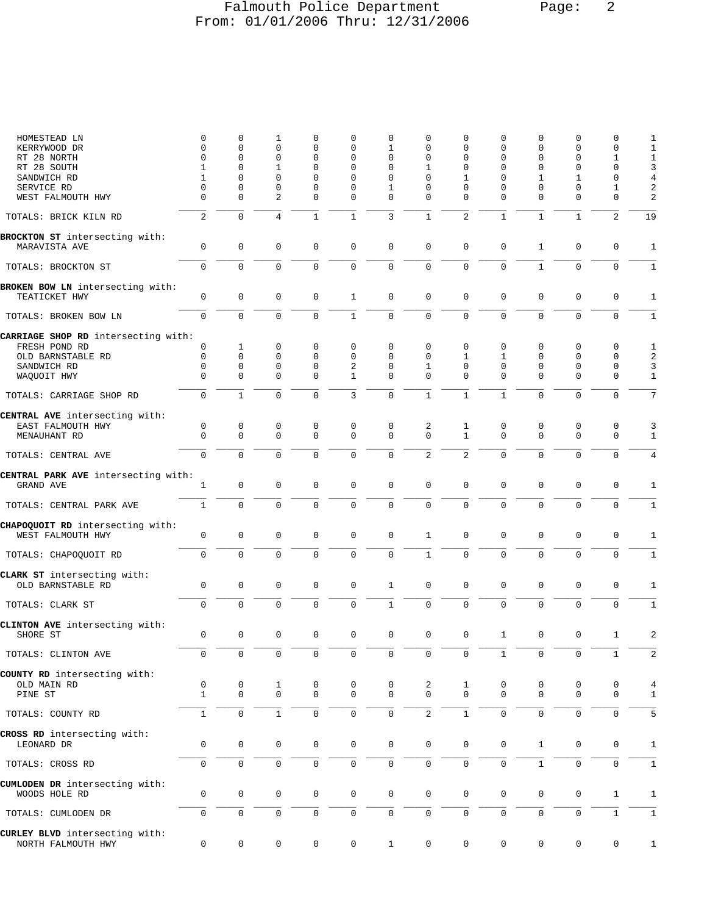| | | | | | | | | | | | | | |
|---|---|---|---|---|---|---|---|---|---|---|---|---|---|
| HOMESTEAD LN | 0 | 0 | 1 | 0 | 0 | 0 | 0 | 0 | 0 | 0 | 0 | 0 | 1 |
| KERRYWOOD DR | 0 | 0 | 0 | 0 | 0 | 1 | 0 | 0 | 0 | 0 | 0 | 0 | 1 |
| RT 28 NORTH | 0 | 0 | 0 | 0 | 0 | 0 | 0 | 0 | 0 | 0 | 0 | 1 | 1 |
| RT 28 SOUTH | 1 | 0 | 1 | 0 | 0 | 0 | 1 | 0 | 0 | 0 | 0 | 0 | 3 |
| SANDWICH RD | 1 | 0 | 0 | 0 | 0 | 0 | 0 | 1 | 0 | 1 | 1 | 0 | 4 |
| SERVICE RD | 0 | 0 | 0 | 0 | 0 | 1 | 0 | 0 | 0 | 0 | 0 | 1 | 2 |
| WEST FALMOUTH HWY | 0 | 0 | 2 | 0 | 0 | 0 | 0 | 0 | 0 | 0 | 0 | 0 | 2 |
| TOTALS: BRICK KILN RD | 2 | 0 | 4 | 1 | 1 | 3 | 1 | 2 | 1 | 1 | 1 | 2 | 19 |
| **BROCKTON ST** intersecting with: | | | | | | | | | | | | | |
| MARAVISTA AVE | 0 | 0 | 0 | 0 | 0 | 0 | 0 | 0 | 0 | 1 | 0 | 0 | 1 |
| TOTALS: BROCKTON ST | 0 | 0 | 0 | 0 | 0 | 0 | 0 | 0 | 0 | 1 | 0 | 0 | 1 |
| **BROKEN BOW LN** intersecting with: | | | | | | | | | | | | | |
| TEATICKET HWY | 0 | 0 | 0 | 0 | 1 | 0 | 0 | 0 | 0 | 0 | 0 | 0 | 1 |
| TOTALS: BROKEN BOW LN | 0 | 0 | 0 | 0 | 1 | 0 | 0 | 0 | 0 | 0 | 0 | 0 | 1 |
| **CARRIAGE SHOP RD** intersecting with: | | | | | | | | | | | | | |
| FRESH POND RD | 0 | 1 | 0 | 0 | 0 | 0 | 0 | 0 | 0 | 0 | 0 | 0 | 1 |
| OLD BARNSTABLE RD | 0 | 0 | 0 | 0 | 0 | 0 | 0 | 1 | 1 | 0 | 0 | 0 | 2 |
| SANDWICH RD | 0 | 0 | 0 | 0 | 2 | 0 | 1 | 0 | 0 | 0 | 0 | 0 | 3 |
| WAQUOIT HWY | 0 | 0 | 0 | 0 | 1 | 0 | 0 | 0 | 0 | 0 | 0 | 0 | 1 |
| TOTALS: CARRIAGE SHOP RD | 0 | 1 | 0 | 0 | 3 | 0 | 1 | 1 | 1 | 0 | 0 | 0 | 7 |
| **CENTRAL AVE** intersecting with: | | | | | | | | | | | | | |
| EAST FALMOUTH HWY | 0 | 0 | 0 | 0 | 0 | 0 | 2 | 1 | 0 | 0 | 0 | 0 | 3 |
| MENAUHANT RD | 0 | 0 | 0 | 0 | 0 | 0 | 0 | 1 | 0 | 0 | 0 | 0 | 1 |
| TOTALS: CENTRAL AVE | 0 | 0 | 0 | 0 | 0 | 0 | 2 | 2 | 0 | 0 | 0 | 0 | 4 |
| **CENTRAL PARK AVE** intersecting with: | | | | | | | | | | | | | |
| GRAND AVE | 1 | 0 | 0 | 0 | 0 | 0 | 0 | 0 | 0 | 0 | 0 | 0 | 1 |
| TOTALS: CENTRAL PARK AVE | 1 | 0 | 0 | 0 | 0 | 0 | 0 | 0 | 0 | 0 | 0 | 0 | 1 |
| **CHAPOQUOIT RD** intersecting with: | | | | | | | | | | | | | |
| WEST FALMOUTH HWY | 0 | 0 | 0 | 0 | 0 | 0 | 1 | 0 | 0 | 0 | 0 | 0 | 1 |
| TOTALS: CHAPOQUOIT RD | 0 | 0 | 0 | 0 | 0 | 0 | 1 | 0 | 0 | 0 | 0 | 0 | 1 |
| **CLARK ST** intersecting with: | | | | | | | | | | | | | |
| OLD BARNSTABLE RD | 0 | 0 | 0 | 0 | 0 | 1 | 0 | 0 | 0 | 0 | 0 | 0 | 1 |
| TOTALS: CLARK ST | 0 | 0 | 0 | 0 | 0 | 1 | 0 | 0 | 0 | 0 | 0 | 0 | 1 |
| **CLINTON AVE** intersecting with: | | | | | | | | | | | | | |
| SHORE ST | 0 | 0 | 0 | 0 | 0 | 0 | 0 | 0 | 1 | 0 | 0 | 1 | 2 |
| TOTALS: CLINTON AVE | 0 | 0 | 0 | 0 | 0 | 0 | 0 | 0 | 1 | 0 | 0 | 1 | 2 |
| **COUNTY RD** intersecting with: | | | | | | | | | | | | | |
| OLD MAIN RD | 0 | 0 | 1 | 0 | 0 | 0 | 2 | 1 | 0 | 0 | 0 | 0 | 4 |
| PINE ST | 1 | 0 | 0 | 0 | 0 | 0 | 0 | 0 | 0 | 0 | 0 | 0 | 1 |
| TOTALS: COUNTY RD | 1 | 0 | 1 | 0 | 0 | 0 | 2 | 1 | 0 | 0 | 0 | 0 | 5 |
| **CROSS RD** intersecting with: | | | | | | | | | | | | | |
| LEONARD DR | 0 | 0 | 0 | 0 | 0 | 0 | 0 | 0 | 0 | 1 | 0 | 0 | 1 |
| TOTALS: CROSS RD | 0 | 0 | 0 | 0 | 0 | 0 | 0 | 0 | 0 | 1 | 0 | 0 | 1 |
| **CUMLODEN DR** intersecting with: | | | | | | | | | | | | | |
| WOODS HOLE RD | 0 | 0 | 0 | 0 | 0 | 0 | 0 | 0 | 0 | 0 | 0 | 1 | 1 |
| TOTALS: CUMLODEN DR | 0 | 0 | 0 | 0 | 0 | 0 | 0 | 0 | 0 | 0 | 0 | 1 | 1 |
| **CURLEY BLVD** intersecting with: | | | | | | | | | | | | | |
| NORTH FALMOUTH HWY | 0 | 0 | 0 | 0 | 0 | 1 | 0 | 0 | 0 | 0 | 0 | 0 | 1 |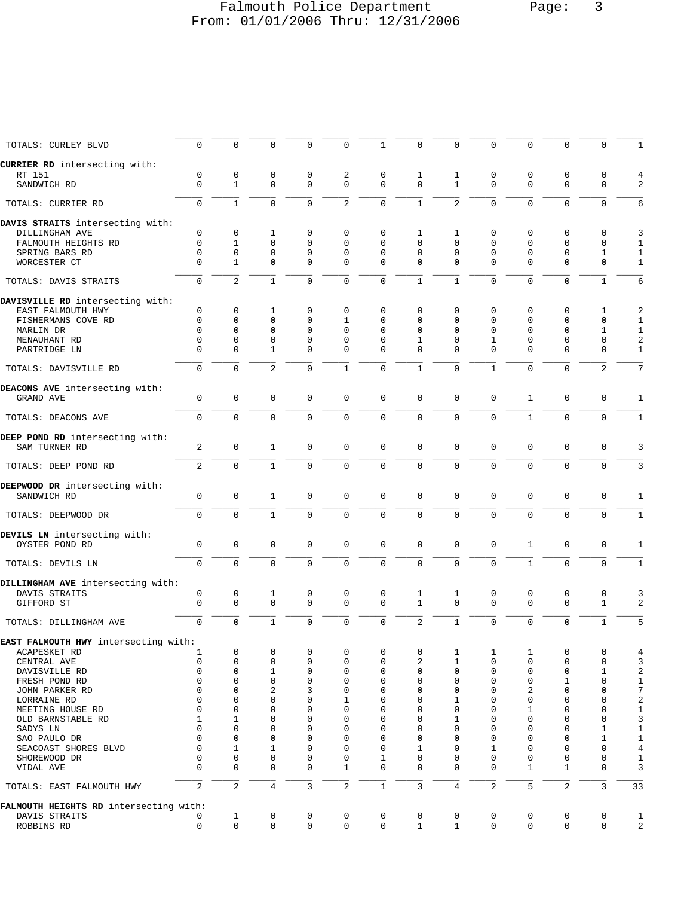| | | | | | | | | | | | | | |
|---|---|---|---|---|---|---|---|---|---|---|---|---|---|
| TOTALS: CURLEY BLVD | 0 | 0 | 0 | 0 | 0 | 1 | 0 | 0 | 0 | 0 | 0 | 0 | 1 |
| **CURRIER RD** intersecting with: | | | | | | | | | | | | | |
| RT 151 | 0 | 0 | 0 | 0 | 2 | 0 | 1 | 1 | 0 | 0 | 0 | 0 | 4 |
| SANDWICH RD | 0 | 1 | 0 | 0 | 0 | 0 | 0 | 1 | 0 | 0 | 0 | 0 | 2 |
| TOTALS: CURRIER RD | 0 | 1 | 0 | 0 | 2 | 0 | 1 | 2 | 0 | 0 | 0 | 0 | 6 |
| **DAVIS STRAITS** intersecting with: | | | | | | | | | | | | | |
| DILLINGHAM AVE | 0 | 0 | 1 | 0 | 0 | 0 | 1 | 1 | 0 | 0 | 0 | 0 | 3 |
| FALMOUTH HEIGHTS RD | 0 | 1 | 0 | 0 | 0 | 0 | 0 | 0 | 0 | 0 | 0 | 0 | 1 |
| SPRING BARS RD | 0 | 0 | 0 | 0 | 0 | 0 | 0 | 0 | 0 | 0 | 0 | 1 | 1 |
| WORCESTER CT | 0 | 1 | 0 | 0 | 0 | 0 | 0 | 0 | 0 | 0 | 0 | 0 | 1 |
| TOTALS: DAVIS STRAITS | 0 | 2 | 1 | 0 | 0 | 0 | 1 | 1 | 0 | 0 | 0 | 1 | 6 |
| **DAVISVILLE RD** intersecting with: | | | | | | | | | | | | | |
| EAST FALMOUTH HWY | 0 | 0 | 1 | 0 | 0 | 0 | 0 | 0 | 0 | 0 | 0 | 1 | 2 |
| FISHERMANS COVE RD | 0 | 0 | 0 | 0 | 1 | 0 | 0 | 0 | 0 | 0 | 0 | 0 | 1 |
| MARLIN DR | 0 | 0 | 0 | 0 | 0 | 0 | 0 | 0 | 0 | 0 | 0 | 1 | 1 |
| MENAUHANT RD | 0 | 0 | 0 | 0 | 0 | 0 | 1 | 0 | 1 | 0 | 0 | 0 | 2 |
| PARTRIDGE LN | 0 | 0 | 1 | 0 | 0 | 0 | 0 | 0 | 0 | 0 | 0 | 0 | 1 |
| TOTALS: DAVISVILLE RD | 0 | 0 | 2 | 0 | 1 | 0 | 1 | 0 | 1 | 0 | 0 | 2 | 7 |
| **DEACONS AVE** intersecting with: | | | | | | | | | | | | | |
| GRAND AVE | 0 | 0 | 0 | 0 | 0 | 0 | 0 | 0 | 0 | 1 | 0 | 0 | 1 |
| TOTALS: DEACONS AVE | 0 | 0 | 0 | 0 | 0 | 0 | 0 | 0 | 0 | 1 | 0 | 0 | 1 |
| **DEEP POND RD** intersecting with: | | | | | | | | | | | | | |
| SAM TURNER RD | 2 | 0 | 1 | 0 | 0 | 0 | 0 | 0 | 0 | 0 | 0 | 0 | 3 |
| TOTALS: DEEP POND RD | 2 | 0 | 1 | 0 | 0 | 0 | 0 | 0 | 0 | 0 | 0 | 0 | 3 |
| **DEEPWOOD DR** intersecting with: | | | | | | | | | | | | | |
| SANDWICH RD | 0 | 0 | 1 | 0 | 0 | 0 | 0 | 0 | 0 | 0 | 0 | 0 | 1 |
| TOTALS: DEEPWOOD DR | 0 | 0 | 1 | 0 | 0 | 0 | 0 | 0 | 0 | 0 | 0 | 0 | 1 |
| **DEVILS LN** intersecting with: | | | | | | | | | | | | | |
| OYSTER POND RD | 0 | 0 | 0 | 0 | 0 | 0 | 0 | 0 | 0 | 1 | 0 | 0 | 1 |
| TOTALS: DEVILS LN | 0 | 0 | 0 | 0 | 0 | 0 | 0 | 0 | 0 | 1 | 0 | 0 | 1 |
| **DILLINGHAM AVE** intersecting with: | | | | | | | | | | | | | |
| DAVIS STRAITS | 0 | 0 | 1 | 0 | 0 | 0 | 1 | 1 | 0 | 0 | 0 | 0 | 3 |
| GIFFORD ST | 0 | 0 | 0 | 0 | 0 | 0 | 1 | 0 | 0 | 0 | 0 | 1 | 2 |
| TOTALS: DILLINGHAM AVE | 0 | 0 | 1 | 0 | 0 | 0 | 2 | 1 | 0 | 0 | 0 | 1 | 5 |
| **EAST FALMOUTH HWY** intersecting with: | | | | | | | | | | | | | |
| ACAPESKET RD | 1 | 0 | 0 | 0 | 0 | 0 | 0 | 1 | 1 | 1 | 0 | 0 | 4 |
| CENTRAL AVE | 0 | 0 | 0 | 0 | 0 | 0 | 2 | 1 | 0 | 0 | 0 | 0 | 3 |
| DAVISVILLE RD | 0 | 0 | 1 | 0 | 0 | 0 | 0 | 0 | 0 | 0 | 0 | 1 | 2 |
| FRESH POND RD | 0 | 0 | 0 | 0 | 0 | 0 | 0 | 0 | 0 | 0 | 1 | 0 | 1 |
| JOHN PARKER RD | 0 | 0 | 2 | 3 | 0 | 0 | 0 | 0 | 0 | 2 | 0 | 0 | 7 |
| LORRAINE RD | 0 | 0 | 0 | 0 | 1 | 0 | 0 | 1 | 0 | 0 | 0 | 0 | 2 |
| MEETING HOUSE RD | 0 | 0 | 0 | 0 | 0 | 0 | 0 | 0 | 0 | 1 | 0 | 0 | 1 |
| OLD BARNSTABLE RD | 1 | 1 | 0 | 0 | 0 | 0 | 0 | 1 | 0 | 0 | 0 | 0 | 3 |
| SADYS LN | 0 | 0 | 0 | 0 | 0 | 0 | 0 | 0 | 0 | 0 | 0 | 1 | 1 |
| SAO PAULO DR | 0 | 0 | 0 | 0 | 0 | 0 | 0 | 0 | 0 | 0 | 0 | 1 | 1 |
| SEACOAST SHORES BLVD | 0 | 1 | 1 | 0 | 0 | 0 | 1 | 0 | 1 | 0 | 0 | 0 | 4 |
| SHOREWOOD DR | 0 | 0 | 0 | 0 | 0 | 1 | 0 | 0 | 0 | 0 | 0 | 0 | 1 |
| VIDAL AVE | 0 | 0 | 0 | 0 | 1 | 0 | 0 | 0 | 0 | 1 | 1 | 0 | 3 |
| TOTALS: EAST FALMOUTH HWY | 2 | 2 | 4 | 3 | 2 | 1 | 3 | 4 | 2 | 5 | 2 | 3 | 33 |
| **FALMOUTH HEIGHTS RD** intersecting with: | | | | | | | | | | | | | |
| DAVIS STRAITS | 0 | 1 | 0 | 0 | 0 | 0 | 0 | 0 | 0 | 0 | 0 | 0 | 1 |
| ROBBINS RD | 0 | 0 | 0 | 0 | 0 | 0 | 1 | 1 | 0 | 0 | 0 | 0 | 2 |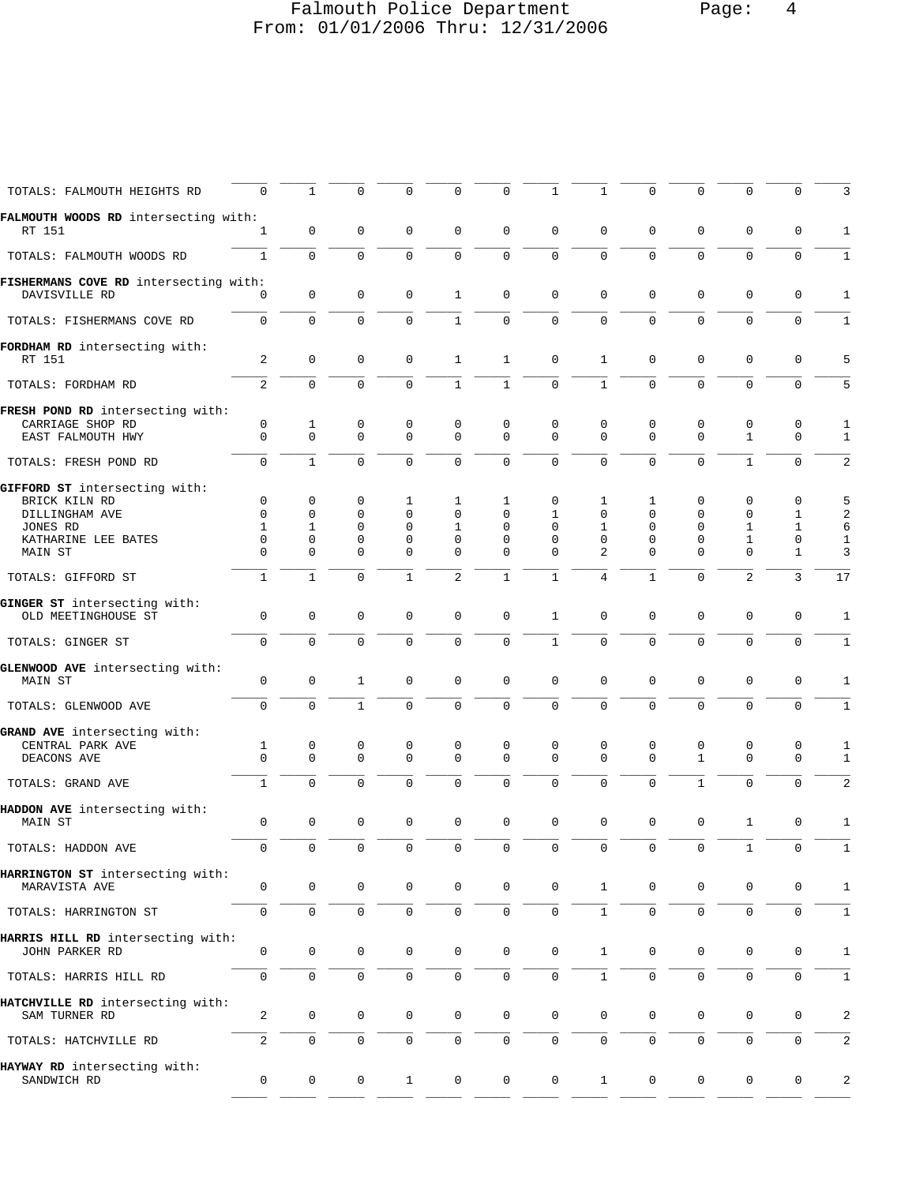Falmouth Police Department
From: 01/01/2006 Thru: 12/31/2006

| | | | | | | | | | | | | | |
|---|---|---|---|---|---|---|---|---|---|---|---|---|---|
| TOTALS: FALMOUTH HEIGHTS RD | 0 | 1 | 0 | 0 | 0 | 0 | 1 | 1 | 0 | 0 | 0 | 0 | 3 |
| **FALMOUTH WOODS RD** intersecting with: | | | | | | | | | | | | | |
| RT 151 | 1 | 0 | 0 | 0 | 0 | 0 | 0 | 0 | 0 | 0 | 0 | 0 | 1 |
| TOTALS: FALMOUTH WOODS RD | 1 | 0 | 0 | 0 | 0 | 0 | 0 | 0 | 0 | 0 | 0 | 0 | 1 |
| **FISHERMANS COVE RD** intersecting with: | | | | | | | | | | | | | |
| DAVISVILLE RD | 0 | 0 | 0 | 0 | 1 | 0 | 0 | 0 | 0 | 0 | 0 | 0 | 1 |
| TOTALS: FISHERMANS COVE RD | 0 | 0 | 0 | 0 | 1 | 0 | 0 | 0 | 0 | 0 | 0 | 0 | 1 |
| **FORDHAM RD** intersecting with: | | | | | | | | | | | | | |
| RT 151 | 2 | 0 | 0 | 0 | 1 | 1 | 0 | 1 | 0 | 0 | 0 | 0 | 5 |
| TOTALS: FORDHAM RD | 2 | 0 | 0 | 0 | 1 | 1 | 0 | 1 | 0 | 0 | 0 | 0 | 5 |
| **FRESH POND RD** intersecting with: | | | | | | | | | | | | | |
| CARRIAGE SHOP RD | 0 | 1 | 0 | 0 | 0 | 0 | 0 | 0 | 0 | 0 | 0 | 0 | 1 |
| EAST FALMOUTH HWY | 0 | 0 | 0 | 0 | 0 | 0 | 0 | 0 | 0 | 0 | 1 | 0 | 1 |
| TOTALS: FRESH POND RD | 0 | 1 | 0 | 0 | 0 | 0 | 0 | 0 | 0 | 0 | 1 | 0 | 2 |
| **GIFFORD ST** intersecting with: | | | | | | | | | | | | | |
| BRICK KILN RD | 0 | 0 | 0 | 1 | 1 | 1 | 0 | 1 | 1 | 0 | 0 | 0 | 5 |
| DILLINGHAM AVE | 0 | 0 | 0 | 0 | 0 | 0 | 1 | 0 | 0 | 0 | 0 | 1 | 2 |
| JONES RD | 1 | 1 | 0 | 0 | 1 | 0 | 0 | 1 | 0 | 0 | 1 | 1 | 6 |
| KATHARINE LEE BATES | 0 | 0 | 0 | 0 | 0 | 0 | 0 | 0 | 0 | 0 | 1 | 0 | 1 |
| MAIN ST | 0 | 0 | 0 | 0 | 0 | 0 | 0 | 2 | 0 | 0 | 0 | 1 | 3 |
| TOTALS: GIFFORD ST | 1 | 1 | 0 | 1 | 2 | 1 | 1 | 4 | 1 | 0 | 2 | 3 | 17 |
| **GINGER ST** intersecting with: | | | | | | | | | | | | | |
| OLD MEETINGHOUSE ST | 0 | 0 | 0 | 0 | 0 | 0 | 1 | 0 | 0 | 0 | 0 | 0 | 1 |
| TOTALS: GINGER ST | 0 | 0 | 0 | 0 | 0 | 0 | 1 | 0 | 0 | 0 | 0 | 0 | 1 |
| **GLENWOOD AVE** intersecting with: | | | | | | | | | | | | | |
| MAIN ST | 0 | 0 | 1 | 0 | 0 | 0 | 0 | 0 | 0 | 0 | 0 | 0 | 1 |
| TOTALS: GLENWOOD AVE | 0 | 0 | 1 | 0 | 0 | 0 | 0 | 0 | 0 | 0 | 0 | 0 | 1 |
| **GRAND AVE** intersecting with: | | | | | | | | | | | | | |
| CENTRAL PARK AVE | 1 | 0 | 0 | 0 | 0 | 0 | 0 | 0 | 0 | 0 | 0 | 0 | 1 |
| DEACONS AVE | 0 | 0 | 0 | 0 | 0 | 0 | 0 | 0 | 0 | 1 | 0 | 0 | 1 |
| TOTALS: GRAND AVE | 1 | 0 | 0 | 0 | 0 | 0 | 0 | 0 | 0 | 1 | 0 | 0 | 2 |
| **HADDON AVE** intersecting with: | | | | | | | | | | | | | |
| MAIN ST | 0 | 0 | 0 | 0 | 0 | 0 | 0 | 0 | 0 | 0 | 1 | 0 | 1 |
| TOTALS: HADDON AVE | 0 | 0 | 0 | 0 | 0 | 0 | 0 | 0 | 0 | 0 | 1 | 0 | 1 |
| **HARRINGTON ST** intersecting with: | | | | | | | | | | | | | |
| MARAVISTA AVE | 0 | 0 | 0 | 0 | 0 | 0 | 0 | 1 | 0 | 0 | 0 | 0 | 1 |
| TOTALS: HARRINGTON ST | 0 | 0 | 0 | 0 | 0 | 0 | 0 | 1 | 0 | 0 | 0 | 0 | 1 |
| **HARRIS HILL RD** intersecting with: | | | | | | | | | | | | | |
| JOHN PARKER RD | 0 | 0 | 0 | 0 | 0 | 0 | 0 | 1 | 0 | 0 | 0 | 0 | 1 |
| TOTALS: HARRIS HILL RD | 0 | 0 | 0 | 0 | 0 | 0 | 0 | 1 | 0 | 0 | 0 | 0 | 1 |
| **HATCHVILLE RD** intersecting with: | | | | | | | | | | | | | |
| SAM TURNER RD | 2 | 0 | 0 | 0 | 0 | 0 | 0 | 0 | 0 | 0 | 0 | 0 | 2 |
| TOTALS: HATCHVILLE RD | 2 | 0 | 0 | 0 | 0 | 0 | 0 | 0 | 0 | 0 | 0 | 0 | 2 |
| **HAYWAY RD** intersecting with: | | | | | | | | | | | | | |
| SANDWICH RD | 0 | 0 | 0 | 1 | 0 | 0 | 0 | 1 | 0 | 0 | 0 | 0 | 2 |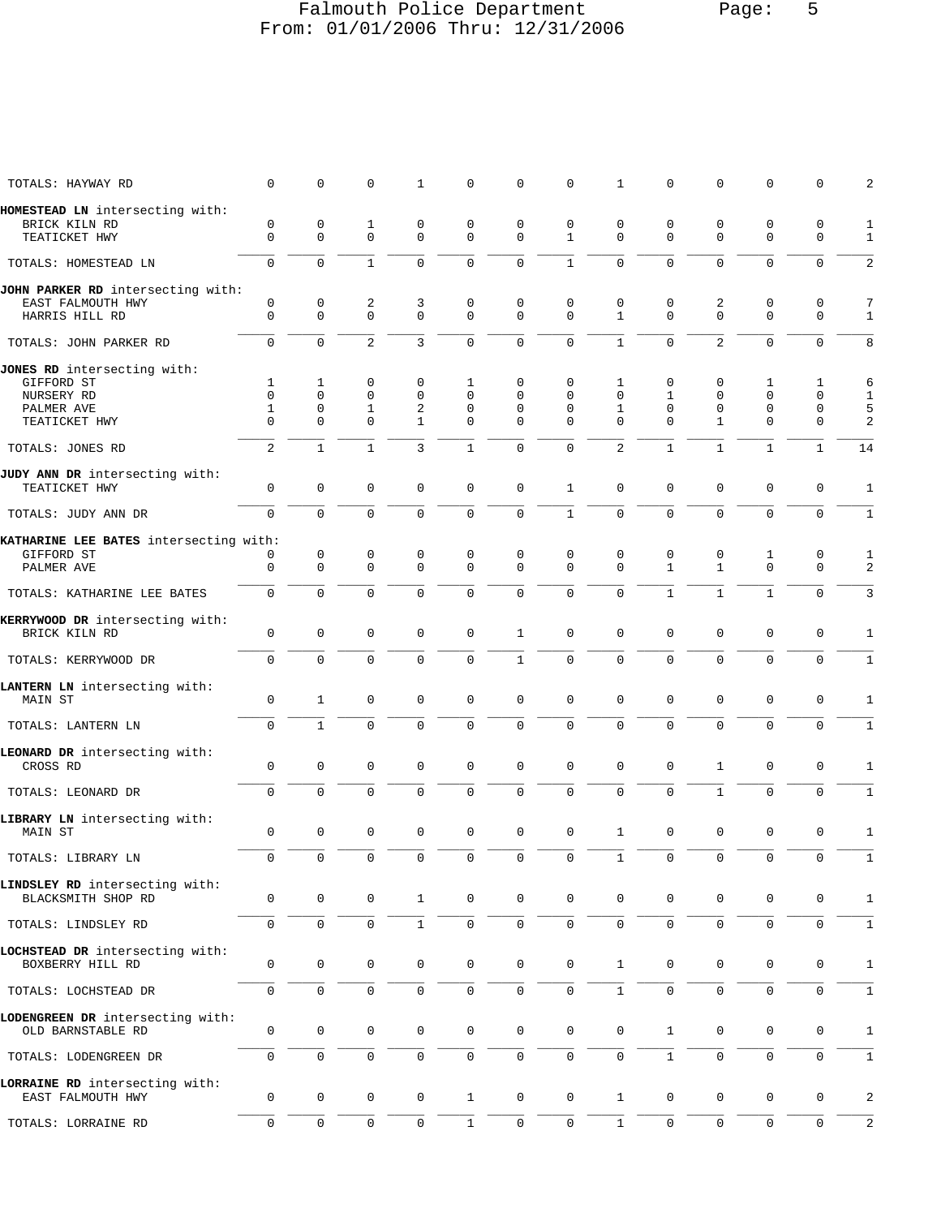Falmouth Police Department
From: 01/01/2006 Thru: 12/31/2006

| | | | | | | | | | | | | | |
|---|---|---|---|---|---|---|---|---|---|---|---|---|---|
| TOTALS: HAYWAY RD | 0 | 0 | 0 | 1 | 0 | 0 | 0 | 1 | 0 | 0 | 0 | 0 | 2 |
| **HOMESTEAD LN** intersecting with: | | | | | | | | | | | | | |
| BRICK KILN RD | 0 | 0 | 1 | 0 | 0 | 0 | 0 | 0 | 0 | 0 | 0 | 0 | 1 |
| TEATICKET HWY | 0 | 0 | 0 | 0 | 0 | 0 | 1 | 0 | 0 | 0 | 0 | 0 | 1 |
| TOTALS: HOMESTEAD LN | 0 | 0 | 1 | 0 | 0 | 0 | 1 | 0 | 0 | 0 | 0 | 0 | 2 |
| **JOHN PARKER RD** intersecting with: | | | | | | | | | | | | | |
| EAST FALMOUTH HWY | 0 | 0 | 2 | 3 | 0 | 0 | 0 | 0 | 0 | 2 | 0 | 0 | 7 |
| HARRIS HILL RD | 0 | 0 | 0 | 0 | 0 | 0 | 0 | 1 | 0 | 0 | 0 | 0 | 1 |
| TOTALS: JOHN PARKER RD | 0 | 0 | 2 | 3 | 0 | 0 | 0 | 1 | 0 | 2 | 0 | 0 | 8 |
| **JONES RD** intersecting with: | | | | | | | | | | | | | |
| GIFFORD ST | 1 | 1 | 0 | 0 | 1 | 0 | 0 | 1 | 0 | 0 | 1 | 1 | 6 |
| NURSERY RD | 0 | 0 | 0 | 0 | 0 | 0 | 0 | 0 | 1 | 0 | 0 | 0 | 1 |
| PALMER AVE | 1 | 0 | 1 | 2 | 0 | 0 | 0 | 1 | 0 | 0 | 0 | 0 | 5 |
| TEATICKET HWY | 0 | 0 | 0 | 1 | 0 | 0 | 0 | 0 | 0 | 1 | 0 | 0 | 2 |
| TOTALS: JONES RD | 2 | 1 | 1 | 3 | 1 | 0 | 0 | 2 | 1 | 1 | 1 | 1 | 14 |
| **JUDY ANN DR** intersecting with: | | | | | | | | | | | | | |
| TEATICKET HWY | 0 | 0 | 0 | 0 | 0 | 0 | 1 | 0 | 0 | 0 | 0 | 0 | 1 |
| TOTALS: JUDY ANN DR | 0 | 0 | 0 | 0 | 0 | 0 | 1 | 0 | 0 | 0 | 0 | 0 | 1 |
| **KATHARINE LEE BATES** intersecting with: | | | | | | | | | | | | | |
| GIFFORD ST | 0 | 0 | 0 | 0 | 0 | 0 | 0 | 0 | 0 | 0 | 1 | 0 | 1 |
| PALMER AVE | 0 | 0 | 0 | 0 | 0 | 0 | 0 | 0 | 1 | 1 | 0 | 0 | 2 |
| TOTALS: KATHARINE LEE BATES | 0 | 0 | 0 | 0 | 0 | 0 | 0 | 0 | 1 | 1 | 1 | 0 | 3 |
| **KERRYWOOD DR** intersecting with: | | | | | | | | | | | | | |
| BRICK KILN RD | 0 | 0 | 0 | 0 | 0 | 1 | 0 | 0 | 0 | 0 | 0 | 0 | 1 |
| TOTALS: KERRYWOOD DR | 0 | 0 | 0 | 0 | 0 | 1 | 0 | 0 | 0 | 0 | 0 | 0 | 1 |
| **LANTERN LN** intersecting with: | | | | | | | | | | | | | |
| MAIN ST | 0 | 1 | 0 | 0 | 0 | 0 | 0 | 0 | 0 | 0 | 0 | 0 | 1 |
| TOTALS: LANTERN LN | 0 | 1 | 0 | 0 | 0 | 0 | 0 | 0 | 0 | 0 | 0 | 0 | 1 |
| **LEONARD DR** intersecting with: | | | | | | | | | | | | | |
| CROSS RD | 0 | 0 | 0 | 0 | 0 | 0 | 0 | 0 | 0 | 1 | 0 | 0 | 1 |
| TOTALS: LEONARD DR | 0 | 0 | 0 | 0 | 0 | 0 | 0 | 0 | 0 | 1 | 0 | 0 | 1 |
| **LIBRARY LN** intersecting with: | | | | | | | | | | | | | |
| MAIN ST | 0 | 0 | 0 | 0 | 0 | 0 | 0 | 1 | 0 | 0 | 0 | 0 | 1 |
| TOTALS: LIBRARY LN | 0 | 0 | 0 | 0 | 0 | 0 | 0 | 1 | 0 | 0 | 0 | 0 | 1 |
| **LINDSLEY RD** intersecting with: | | | | | | | | | | | | | |
| BLACKSMITH SHOP RD | 0 | 0 | 0 | 1 | 0 | 0 | 0 | 0 | 0 | 0 | 0 | 0 | 1 |
| TOTALS: LINDSLEY RD | 0 | 0 | 0 | 1 | 0 | 0 | 0 | 0 | 0 | 0 | 0 | 0 | 1 |
| **LOCHSTEAD DR** intersecting with: | | | | | | | | | | | | | |
| BOXBERRY HILL RD | 0 | 0 | 0 | 0 | 0 | 0 | 0 | 1 | 0 | 0 | 0 | 0 | 1 |
| TOTALS: LOCHSTEAD DR | 0 | 0 | 0 | 0 | 0 | 0 | 0 | 1 | 0 | 0 | 0 | 0 | 1 |
| **LODENGREEN DR** intersecting with: | | | | | | | | | | | | | |
| OLD BARNSTABLE RD | 0 | 0 | 0 | 0 | 0 | 0 | 0 | 0 | 1 | 0 | 0 | 0 | 1 |
| TOTALS: LODENGREEN DR | 0 | 0 | 0 | 0 | 0 | 0 | 0 | 0 | 1 | 0 | 0 | 0 | 1 |
| **LORRAINE RD** intersecting with: | | | | | | | | | | | | | |
| EAST FALMOUTH HWY | 0 | 0 | 0 | 0 | 1 | 0 | 0 | 1 | 0 | 0 | 0 | 0 | 2 |
| TOTALS: LORRAINE RD | 0 | 0 | 0 | 0 | 1 | 0 | 0 | 1 | 0 | 0 | 0 | 0 | 2 |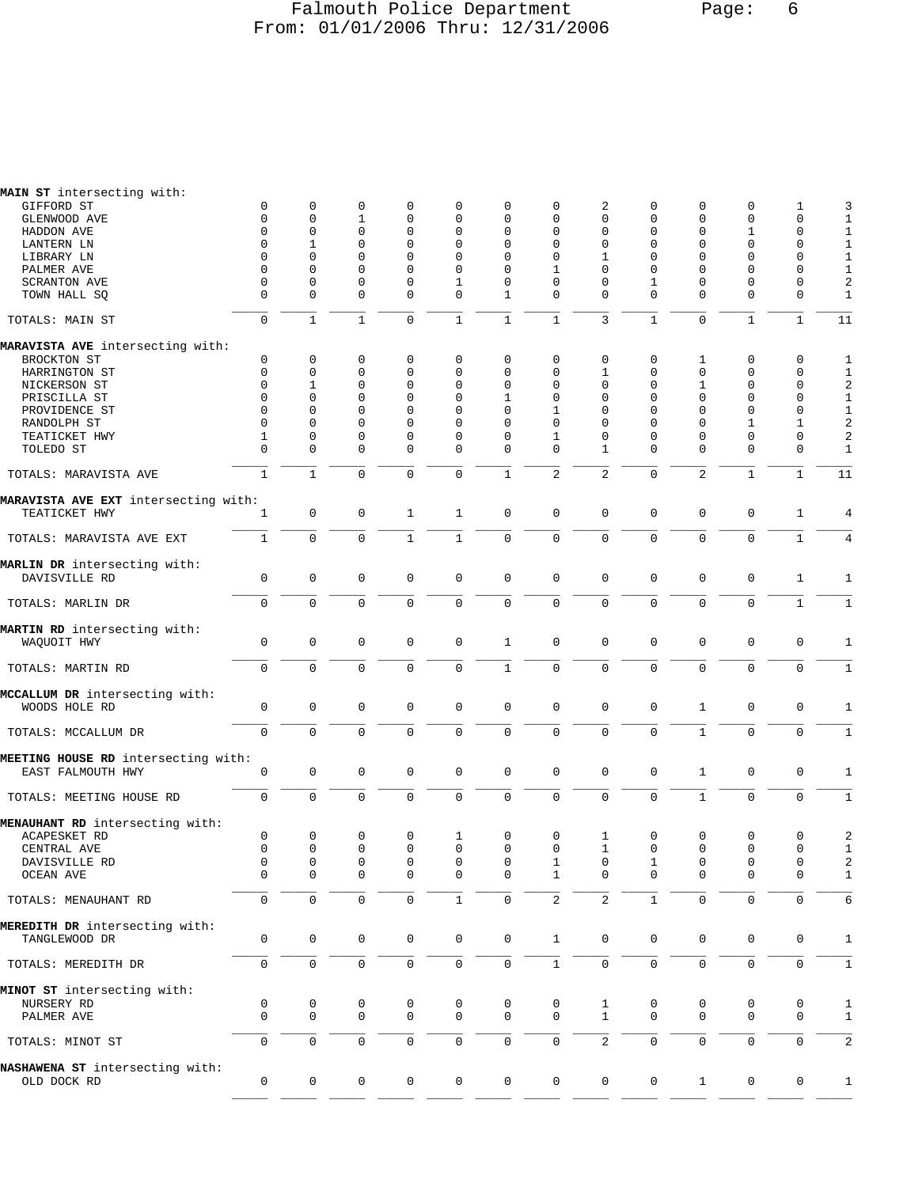# Falmouth Police Department
From: 01/01/2006 Thru: 12/31/2006

| Street / Intersection | | | | | | | | | | | | | Total |
|---|---|---|---|---|---|---|---|---|---|---|---|---|---|
| **MAIN ST** intersecting with: | | | | | | | | | | | | | |
| GIFFORD ST | 0 | 0 | 0 | 0 | 0 | 0 | 0 | 2 | 0 | 0 | 0 | 1 | 3 |
| GLENWOOD AVE | 0 | 0 | 1 | 0 | 0 | 0 | 0 | 0 | 0 | 0 | 0 | 0 | 1 |
| HADDON AVE | 0 | 0 | 0 | 0 | 0 | 0 | 0 | 0 | 0 | 0 | 1 | 0 | 1 |
| LANTERN LN | 0 | 1 | 0 | 0 | 0 | 0 | 0 | 0 | 0 | 0 | 0 | 0 | 1 |
| LIBRARY LN | 0 | 0 | 0 | 0 | 0 | 0 | 0 | 1 | 0 | 0 | 0 | 0 | 1 |
| PALMER AVE | 0 | 0 | 0 | 0 | 0 | 0 | 1 | 0 | 0 | 0 | 0 | 0 | 1 |
| SCRANTON AVE | 0 | 0 | 0 | 0 | 1 | 0 | 0 | 0 | 1 | 0 | 0 | 0 | 2 |
| TOWN HALL SQ | 0 | 0 | 0 | 0 | 0 | 1 | 0 | 0 | 0 | 0 | 0 | 0 | 1 |
| TOTALS: MAIN ST | 0 | 1 | 1 | 0 | 1 | 1 | 1 | 3 | 1 | 0 | 1 | 1 | 11 |
| **MARAVISTA AVE** intersecting with: | | | | | | | | | | | | | |
| BROCKTON ST | 0 | 0 | 0 | 0 | 0 | 0 | 0 | 0 | 0 | 1 | 0 | 0 | 1 |
| HARRINGTON ST | 0 | 0 | 0 | 0 | 0 | 0 | 0 | 1 | 0 | 0 | 0 | 0 | 1 |
| NICKERSON ST | 0 | 1 | 0 | 0 | 0 | 0 | 0 | 0 | 0 | 1 | 0 | 0 | 2 |
| PRISCILLA ST | 0 | 0 | 0 | 0 | 0 | 1 | 0 | 0 | 0 | 0 | 0 | 0 | 1 |
| PROVIDENCE ST | 0 | 0 | 0 | 0 | 0 | 0 | 1 | 0 | 0 | 0 | 0 | 0 | 1 |
| RANDOLPH ST | 0 | 0 | 0 | 0 | 0 | 0 | 0 | 0 | 0 | 0 | 1 | 1 | 2 |
| TEATICKET HWY | 1 | 0 | 0 | 0 | 0 | 0 | 1 | 0 | 0 | 0 | 0 | 0 | 2 |
| TOLEDO ST | 0 | 0 | 0 | 0 | 0 | 0 | 0 | 1 | 0 | 0 | 0 | 0 | 1 |
| TOTALS: MARAVISTA AVE | 1 | 1 | 0 | 0 | 0 | 1 | 2 | 2 | 0 | 2 | 1 | 1 | 11 |
| **MARAVISTA AVE EXT** intersecting with: | | | | | | | | | | | | | |
| TEATICKET HWY | 1 | 0 | 0 | 1 | 1 | 0 | 0 | 0 | 0 | 0 | 0 | 1 | 4 |
| TOTALS: MARAVISTA AVE EXT | 1 | 0 | 0 | 1 | 1 | 0 | 0 | 0 | 0 | 0 | 0 | 1 | 4 |
| **MARLIN DR** intersecting with: | | | | | | | | | | | | | |
| DAVISVILLE RD | 0 | 0 | 0 | 0 | 0 | 0 | 0 | 0 | 0 | 0 | 0 | 1 | 1 |
| TOTALS: MARLIN DR | 0 | 0 | 0 | 0 | 0 | 0 | 0 | 0 | 0 | 0 | 0 | 1 | 1 |
| **MARTIN RD** intersecting with: | | | | | | | | | | | | | |
| WAQUOIT HWY | 0 | 0 | 0 | 0 | 0 | 1 | 0 | 0 | 0 | 0 | 0 | 0 | 1 |
| TOTALS: MARTIN RD | 0 | 0 | 0 | 0 | 0 | 1 | 0 | 0 | 0 | 0 | 0 | 0 | 1 |
| **MCCALLUM DR** intersecting with: | | | | | | | | | | | | | |
| WOODS HOLE RD | 0 | 0 | 0 | 0 | 0 | 0 | 0 | 0 | 0 | 1 | 0 | 0 | 1 |
| TOTALS: MCCALLUM DR | 0 | 0 | 0 | 0 | 0 | 0 | 0 | 0 | 0 | 1 | 0 | 0 | 1 |
| **MEETING HOUSE RD** intersecting with: | | | | | | | | | | | | | |
| EAST FALMOUTH HWY | 0 | 0 | 0 | 0 | 0 | 0 | 0 | 0 | 0 | 1 | 0 | 0 | 1 |
| TOTALS: MEETING HOUSE RD | 0 | 0 | 0 | 0 | 0 | 0 | 0 | 0 | 0 | 1 | 0 | 0 | 1 |
| **MENAUHANT RD** intersecting with: | | | | | | | | | | | | | |
| ACAPESKET RD | 0 | 0 | 0 | 0 | 1 | 0 | 0 | 1 | 0 | 0 | 0 | 0 | 2 |
| CENTRAL AVE | 0 | 0 | 0 | 0 | 0 | 0 | 0 | 1 | 0 | 0 | 0 | 0 | 1 |
| DAVISVILLE RD | 0 | 0 | 0 | 0 | 0 | 0 | 1 | 0 | 1 | 0 | 0 | 0 | 2 |
| OCEAN AVE | 0 | 0 | 0 | 0 | 0 | 0 | 1 | 0 | 0 | 0 | 0 | 0 | 1 |
| TOTALS: MENAUHANT RD | 0 | 0 | 0 | 0 | 1 | 0 | 2 | 2 | 1 | 0 | 0 | 0 | 6 |
| **MEREDITH DR** intersecting with: | | | | | | | | | | | | | |
| TANGLEWOOD DR | 0 | 0 | 0 | 0 | 0 | 0 | 1 | 0 | 0 | 0 | 0 | 0 | 1 |
| TOTALS: MEREDITH DR | 0 | 0 | 0 | 0 | 0 | 0 | 1 | 0 | 0 | 0 | 0 | 0 | 1 |
| **MINOT ST** intersecting with: | | | | | | | | | | | | | |
| NURSERY RD | 0 | 0 | 0 | 0 | 0 | 0 | 0 | 1 | 0 | 0 | 0 | 0 | 1 |
| PALMER AVE | 0 | 0 | 0 | 0 | 0 | 0 | 0 | 1 | 0 | 0 | 0 | 0 | 1 |
| TOTALS: MINOT ST | 0 | 0 | 0 | 0 | 0 | 0 | 0 | 2 | 0 | 0 | 0 | 0 | 2 |
| **NASHAWENA ST** intersecting with: | | | | | | | | | | | | | |
| OLD DOCK RD | 0 | 0 | 0 | 0 | 0 | 0 | 0 | 0 | 0 | 1 | 0 | 0 | 1 |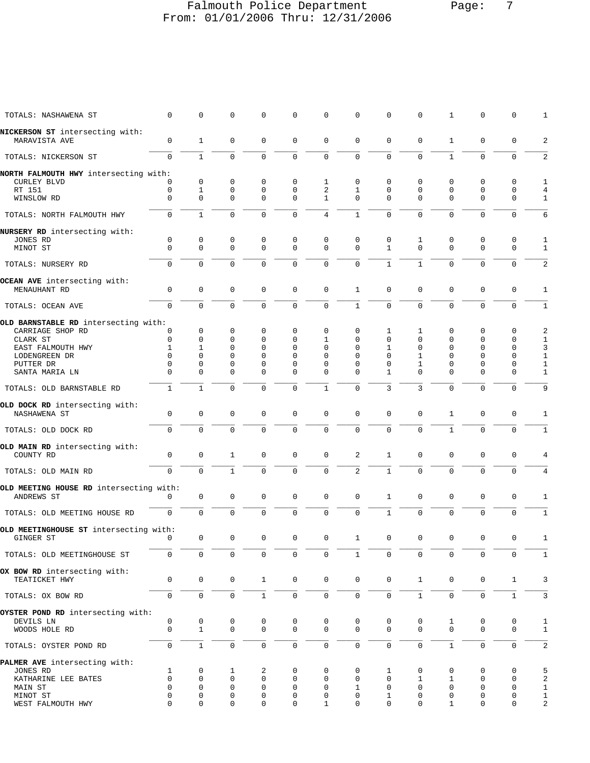| | | | | | | | | | | | | | |
|---|---|---|---|---|---|---|---|---|---|---|---|---|---|
| TOTALS: NASHAWENA ST | 0 | 0 | 0 | 0 | 0 | 0 | 0 | 0 | 0 | 1 | 0 | 0 | 1 |
| **NICKERSON ST** intersecting with: | | | | | | | | | | | | | |
| MARAVISTA AVE | 0 | 1 | 0 | 0 | 0 | 0 | 0 | 0 | 0 | 1 | 0 | 0 | 2 |
| TOTALS: NICKERSON ST | 0 | 1 | 0 | 0 | 0 | 0 | 0 | 0 | 0 | 1 | 0 | 0 | 2 |
| **NORTH FALMOUTH HWY** intersecting with: | | | | | | | | | | | | | |
| CURLEY BLVD | 0 | 0 | 0 | 0 | 0 | 1 | 0 | 0 | 0 | 0 | 0 | 0 | 1 |
| RT 151 | 0 | 1 | 0 | 0 | 0 | 2 | 1 | 0 | 0 | 0 | 0 | 0 | 4 |
| WINSLOW RD | 0 | 0 | 0 | 0 | 0 | 1 | 0 | 0 | 0 | 0 | 0 | 0 | 1 |
| TOTALS: NORTH FALMOUTH HWY | 0 | 1 | 0 | 0 | 0 | 4 | 1 | 0 | 0 | 0 | 0 | 0 | 6 |
| **NURSERY RD** intersecting with: | | | | | | | | | | | | | |
| JONES RD | 0 | 0 | 0 | 0 | 0 | 0 | 0 | 0 | 1 | 0 | 0 | 0 | 1 |
| MINOT ST | 0 | 0 | 0 | 0 | 0 | 0 | 0 | 1 | 0 | 0 | 0 | 0 | 1 |
| TOTALS: NURSERY RD | 0 | 0 | 0 | 0 | 0 | 0 | 0 | 1 | 1 | 0 | 0 | 0 | 2 |
| **OCEAN AVE** intersecting with: | | | | | | | | | | | | | |
| MENAUHANT RD | 0 | 0 | 0 | 0 | 0 | 0 | 1 | 0 | 0 | 0 | 0 | 0 | 1 |
| TOTALS: OCEAN AVE | 0 | 0 | 0 | 0 | 0 | 0 | 1 | 0 | 0 | 0 | 0 | 0 | 1 |
| **OLD BARNSTABLE RD** intersecting with: | | | | | | | | | | | | | |
| CARRIAGE SHOP RD | 0 | 0 | 0 | 0 | 0 | 0 | 0 | 1 | 1 | 0 | 0 | 0 | 2 |
| CLARK ST | 0 | 0 | 0 | 0 | 0 | 1 | 0 | 0 | 0 | 0 | 0 | 0 | 1 |
| EAST FALMOUTH HWY | 1 | 1 | 0 | 0 | 0 | 0 | 0 | 1 | 0 | 0 | 0 | 0 | 3 |
| LODENGREEN DR | 0 | 0 | 0 | 0 | 0 | 0 | 0 | 0 | 1 | 0 | 0 | 0 | 1 |
| PUTTER DR | 0 | 0 | 0 | 0 | 0 | 0 | 0 | 0 | 1 | 0 | 0 | 0 | 1 |
| SANTA MARIA LN | 0 | 0 | 0 | 0 | 0 | 0 | 0 | 1 | 0 | 0 | 0 | 0 | 1 |
| TOTALS: OLD BARNSTABLE RD | 1 | 1 | 0 | 0 | 0 | 1 | 0 | 3 | 3 | 0 | 0 | 0 | 9 |
| **OLD DOCK RD** intersecting with: | | | | | | | | | | | | | |
| NASHAWENA ST | 0 | 0 | 0 | 0 | 0 | 0 | 0 | 0 | 0 | 1 | 0 | 0 | 1 |
| TOTALS: OLD DOCK RD | 0 | 0 | 0 | 0 | 0 | 0 | 0 | 0 | 0 | 1 | 0 | 0 | 1 |
| **OLD MAIN RD** intersecting with: | | | | | | | | | | | | | |
| COUNTY RD | 0 | 0 | 1 | 0 | 0 | 0 | 2 | 1 | 0 | 0 | 0 | 0 | 4 |
| TOTALS: OLD MAIN RD | 0 | 0 | 1 | 0 | 0 | 0 | 2 | 1 | 0 | 0 | 0 | 0 | 4 |
| **OLD MEETING HOUSE RD** intersecting with: | | | | | | | | | | | | | |
| ANDREWS ST | 0 | 0 | 0 | 0 | 0 | 0 | 0 | 1 | 0 | 0 | 0 | 0 | 1 |
| TOTALS: OLD MEETING HOUSE RD | 0 | 0 | 0 | 0 | 0 | 0 | 0 | 1 | 0 | 0 | 0 | 0 | 1 |
| **OLD MEETINGHOUSE ST** intersecting with: | | | | | | | | | | | | | |
| GINGER ST | 0 | 0 | 0 | 0 | 0 | 0 | 1 | 0 | 0 | 0 | 0 | 0 | 1 |
| TOTALS: OLD MEETINGHOUSE ST | 0 | 0 | 0 | 0 | 0 | 0 | 1 | 0 | 0 | 0 | 0 | 0 | 1 |
| **OX BOW RD** intersecting with: | | | | | | | | | | | | | |
| TEATICKET HWY | 0 | 0 | 0 | 1 | 0 | 0 | 0 | 0 | 1 | 0 | 0 | 1 | 3 |
| TOTALS: OX BOW RD | 0 | 0 | 0 | 1 | 0 | 0 | 0 | 0 | 1 | 0 | 0 | 1 | 3 |
| **OYSTER POND RD** intersecting with: | | | | | | | | | | | | | |
| DEVILS LN | 0 | 0 | 0 | 0 | 0 | 0 | 0 | 0 | 0 | 1 | 0 | 0 | 1 |
| WOODS HOLE RD | 0 | 1 | 0 | 0 | 0 | 0 | 0 | 0 | 0 | 0 | 0 | 0 | 1 |
| TOTALS: OYSTER POND RD | 0 | 1 | 0 | 0 | 0 | 0 | 0 | 0 | 0 | 1 | 0 | 0 | 2 |
| **PALMER AVE** intersecting with: | | | | | | | | | | | | | |
| JONES RD | 1 | 0 | 1 | 2 | 0 | 0 | 0 | 1 | 0 | 0 | 0 | 0 | 5 |
| KATHARINE LEE BATES | 0 | 0 | 0 | 0 | 0 | 0 | 0 | 0 | 1 | 1 | 0 | 0 | 2 |
| MAIN ST | 0 | 0 | 0 | 0 | 0 | 0 | 1 | 0 | 0 | 0 | 0 | 0 | 1 |
| MINOT ST | 0 | 0 | 0 | 0 | 0 | 0 | 0 | 1 | 0 | 0 | 0 | 0 | 1 |
| WEST FALMOUTH HWY | 0 | 0 | 0 | 0 | 0 | 1 | 0 | 0 | 0 | 1 | 0 | 0 | 2 |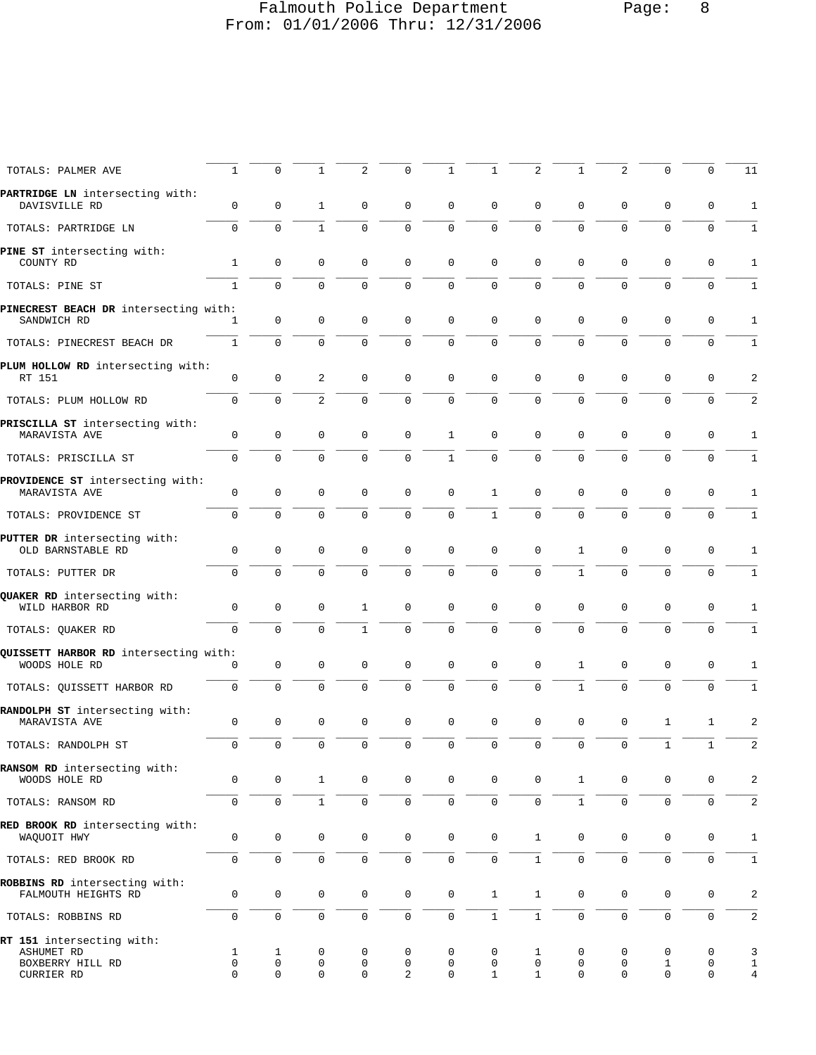| | | | | | | | | | | | | | |
|---|---|---|---|---|---|---|---|---|---|---|---|---|---|
| TOTALS: PALMER AVE | 1 | 0 | 1 | 2 | 0 | 1 | 1 | 2 | 1 | 2 | 0 | 0 | 11 |
| **PARTRIDGE LN** intersecting with: | | | | | | | | | | | | | |
| DAVISVILLE RD | 0 | 0 | 1 | 0 | 0 | 0 | 0 | 0 | 0 | 0 | 0 | 0 | 1 |
| TOTALS: PARTRIDGE LN | 0 | 0 | 1 | 0 | 0 | 0 | 0 | 0 | 0 | 0 | 0 | 0 | 1 |
| **PINE ST** intersecting with: | | | | | | | | | | | | | |
| COUNTY RD | 1 | 0 | 0 | 0 | 0 | 0 | 0 | 0 | 0 | 0 | 0 | 0 | 1 |
| TOTALS: PINE ST | 1 | 0 | 0 | 0 | 0 | 0 | 0 | 0 | 0 | 0 | 0 | 0 | 1 |
| **PINECREST BEACH DR** intersecting with: | | | | | | | | | | | | | |
| SANDWICH RD | 1 | 0 | 0 | 0 | 0 | 0 | 0 | 0 | 0 | 0 | 0 | 0 | 1 |
| TOTALS: PINECREST BEACH DR | 1 | 0 | 0 | 0 | 0 | 0 | 0 | 0 | 0 | 0 | 0 | 0 | 1 |
| **PLUM HOLLOW RD** intersecting with: | | | | | | | | | | | | | |
| RT 151 | 0 | 0 | 2 | 0 | 0 | 0 | 0 | 0 | 0 | 0 | 0 | 0 | 2 |
| TOTALS: PLUM HOLLOW RD | 0 | 0 | 2 | 0 | 0 | 0 | 0 | 0 | 0 | 0 | 0 | 0 | 2 |
| **PRISCILLA ST** intersecting with: | | | | | | | | | | | | | |
| MARAVISTA AVE | 0 | 0 | 0 | 0 | 0 | 1 | 0 | 0 | 0 | 0 | 0 | 0 | 1 |
| TOTALS: PRISCILLA ST | 0 | 0 | 0 | 0 | 0 | 1 | 0 | 0 | 0 | 0 | 0 | 0 | 1 |
| **PROVIDENCE ST** intersecting with: | | | | | | | | | | | | | |
| MARAVISTA AVE | 0 | 0 | 0 | 0 | 0 | 0 | 1 | 0 | 0 | 0 | 0 | 0 | 1 |
| TOTALS: PROVIDENCE ST | 0 | 0 | 0 | 0 | 0 | 0 | 1 | 0 | 0 | 0 | 0 | 0 | 1 |
| **PUTTER DR** intersecting with: | | | | | | | | | | | | | |
| OLD BARNSTABLE RD | 0 | 0 | 0 | 0 | 0 | 0 | 0 | 0 | 1 | 0 | 0 | 0 | 1 |
| TOTALS: PUTTER DR | 0 | 0 | 0 | 0 | 0 | 0 | 0 | 0 | 1 | 0 | 0 | 0 | 1 |
| **QUAKER RD** intersecting with: | | | | | | | | | | | | | |
| WILD HARBOR RD | 0 | 0 | 0 | 1 | 0 | 0 | 0 | 0 | 0 | 0 | 0 | 0 | 1 |
| TOTALS: QUAKER RD | 0 | 0 | 0 | 1 | 0 | 0 | 0 | 0 | 0 | 0 | 0 | 0 | 1 |
| **QUISSETT HARBOR RD** intersecting with: | | | | | | | | | | | | | |
| WOODS HOLE RD | 0 | 0 | 0 | 0 | 0 | 0 | 0 | 0 | 1 | 0 | 0 | 0 | 1 |
| TOTALS: QUISSETT HARBOR RD | 0 | 0 | 0 | 0 | 0 | 0 | 0 | 0 | 1 | 0 | 0 | 0 | 1 |
| **RANDOLPH ST** intersecting with: | | | | | | | | | | | | | |
| MARAVISTA AVE | 0 | 0 | 0 | 0 | 0 | 0 | 0 | 0 | 0 | 0 | 1 | 1 | 2 |
| TOTALS: RANDOLPH ST | 0 | 0 | 0 | 0 | 0 | 0 | 0 | 0 | 0 | 0 | 1 | 1 | 2 |
| **RANSOM RD** intersecting with: | | | | | | | | | | | | | |
| WOODS HOLE RD | 0 | 0 | 1 | 0 | 0 | 0 | 0 | 0 | 1 | 0 | 0 | 0 | 2 |
| TOTALS: RANSOM RD | 0 | 0 | 1 | 0 | 0 | 0 | 0 | 0 | 1 | 0 | 0 | 0 | 2 |
| **RED BROOK RD** intersecting with: | | | | | | | | | | | | | |
| WAQUOIT HWY | 0 | 0 | 0 | 0 | 0 | 0 | 0 | 1 | 0 | 0 | 0 | 0 | 1 |
| TOTALS: RED BROOK RD | 0 | 0 | 0 | 0 | 0 | 0 | 0 | 1 | 0 | 0 | 0 | 0 | 1 |
| **ROBBINS RD** intersecting with: | | | | | | | | | | | | | |
| FALMOUTH HEIGHTS RD | 0 | 0 | 0 | 0 | 0 | 0 | 1 | 1 | 0 | 0 | 0 | 0 | 2 |
| TOTALS: ROBBINS RD | 0 | 0 | 0 | 0 | 0 | 0 | 1 | 1 | 0 | 0 | 0 | 0 | 2 |
| **RT 151** intersecting with: | | | | | | | | | | | | | |
| ASHUMET RD | 1 | 1 | 0 | 0 | 0 | 0 | 0 | 1 | 0 | 0 | 0 | 0 | 3 |
| BOXBERRY HILL RD | 0 | 0 | 0 | 0 | 0 | 0 | 0 | 0 | 0 | 0 | 1 | 0 | 1 |
| CURRIER RD | 0 | 0 | 0 | 0 | 2 | 0 | 1 | 1 | 0 | 0 | 0 | 0 | 4 |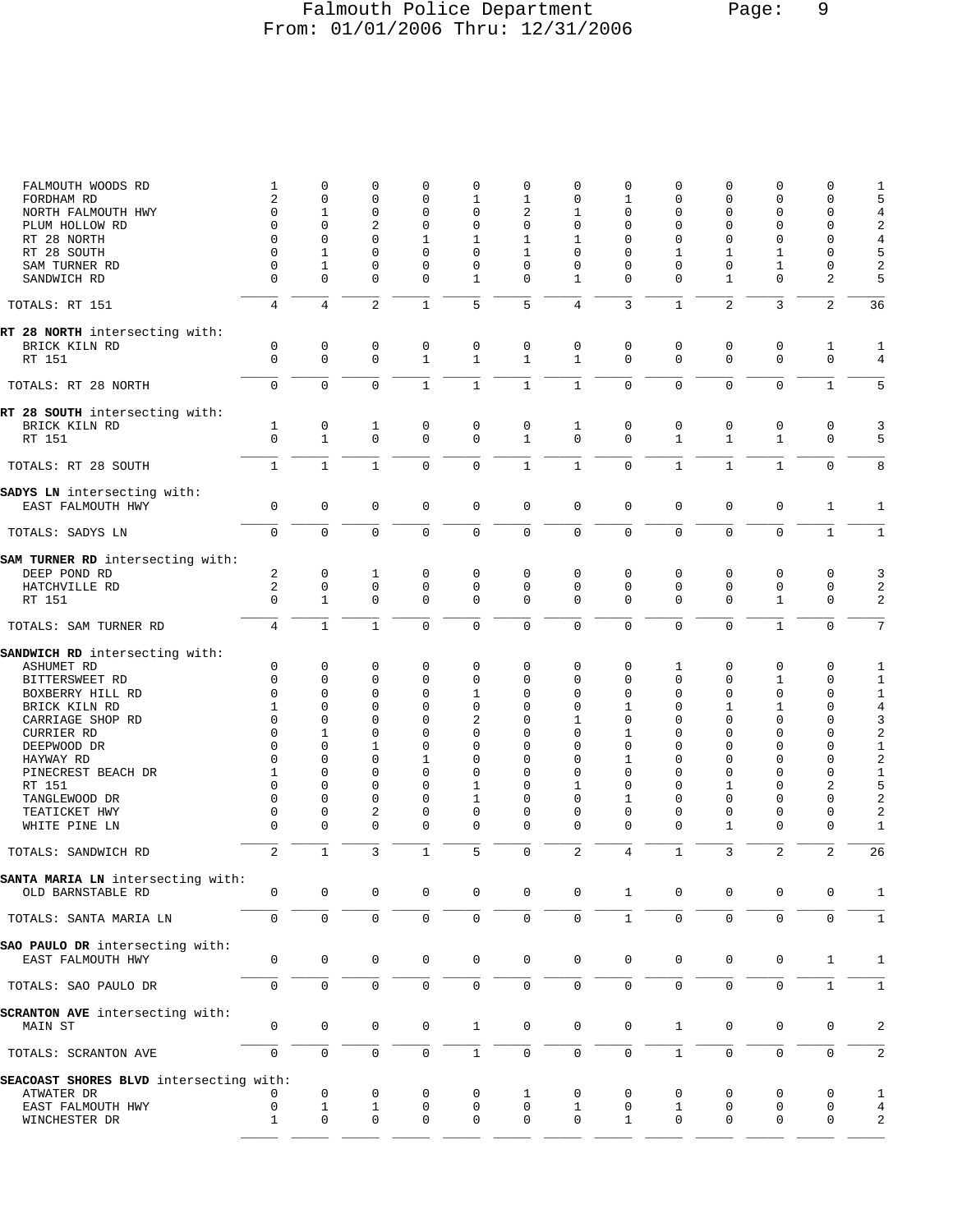| | | | | | | | | | | | | | |
|---|---|---|---|---|---|---|---|---|---|---|---|---|---|
| FALMOUTH WOODS RD | 1 | 0 | 0 | 0 | 0 | 0 | 0 | 0 | 0 | 0 | 0 | 0 | 1 |
| FORDHAM RD | 2 | 0 | 0 | 0 | 1 | 1 | 0 | 1 | 0 | 0 | 0 | 0 | 5 |
| NORTH FALMOUTH HWY | 0 | 1 | 0 | 0 | 0 | 2 | 1 | 0 | 0 | 0 | 0 | 0 | 4 |
| PLUM HOLLOW RD | 0 | 0 | 2 | 0 | 0 | 0 | 0 | 0 | 0 | 0 | 0 | 0 | 2 |
| RT 28 NORTH | 0 | 0 | 0 | 1 | 1 | 1 | 1 | 0 | 0 | 0 | 0 | 0 | 4 |
| RT 28 SOUTH | 0 | 1 | 0 | 0 | 0 | 1 | 0 | 0 | 1 | 1 | 1 | 0 | 5 |
| SAM TURNER RD | 0 | 1 | 0 | 0 | 0 | 0 | 0 | 0 | 0 | 0 | 1 | 0 | 2 |
| SANDWICH RD | 0 | 0 | 0 | 0 | 1 | 0 | 1 | 0 | 0 | 1 | 0 | 2 | 5 |
| TOTALS: RT 151 | 4 | 4 | 2 | 1 | 5 | 5 | 4 | 3 | 1 | 2 | 3 | 2 | 36 |
| **RT 28 NORTH** intersecting with: | | | | | | | | | | | | | |
| BRICK KILN RD | 0 | 0 | 0 | 0 | 0 | 0 | 0 | 0 | 0 | 0 | 0 | 1 | 1 |
| RT 151 | 0 | 0 | 0 | 1 | 1 | 1 | 1 | 0 | 0 | 0 | 0 | 0 | 4 |
| TOTALS: RT 28 NORTH | 0 | 0 | 0 | 1 | 1 | 1 | 1 | 0 | 0 | 0 | 0 | 1 | 5 |
| **RT 28 SOUTH** intersecting with: | | | | | | | | | | | | | |
| BRICK KILN RD | 1 | 0 | 1 | 0 | 0 | 0 | 1 | 0 | 0 | 0 | 0 | 0 | 3 |
| RT 151 | 0 | 1 | 0 | 0 | 0 | 1 | 0 | 0 | 1 | 1 | 1 | 0 | 5 |
| TOTALS: RT 28 SOUTH | 1 | 1 | 1 | 0 | 0 | 1 | 1 | 0 | 1 | 1 | 1 | 0 | 8 |
| **SADYS LN** intersecting with: | | | | | | | | | | | | | |
| EAST FALMOUTH HWY | 0 | 0 | 0 | 0 | 0 | 0 | 0 | 0 | 0 | 0 | 0 | 1 | 1 |
| TOTALS: SADYS LN | 0 | 0 | 0 | 0 | 0 | 0 | 0 | 0 | 0 | 0 | 0 | 1 | 1 |
| **SAM TURNER RD** intersecting with: | | | | | | | | | | | | | |
| DEEP POND RD | 2 | 0 | 1 | 0 | 0 | 0 | 0 | 0 | 0 | 0 | 0 | 0 | 3 |
| HATCHVILLE RD | 2 | 0 | 0 | 0 | 0 | 0 | 0 | 0 | 0 | 0 | 0 | 0 | 2 |
| RT 151 | 0 | 1 | 0 | 0 | 0 | 0 | 0 | 0 | 0 | 0 | 1 | 0 | 2 |
| TOTALS: SAM TURNER RD | 4 | 1 | 1 | 0 | 0 | 0 | 0 | 0 | 0 | 0 | 1 | 0 | 7 |
| **SANDWICH RD** intersecting with: | | | | | | | | | | | | | |
| ASHUMET RD | 0 | 0 | 0 | 0 | 0 | 0 | 0 | 0 | 1 | 0 | 0 | 0 | 1 |
| BITTERSWEET RD | 0 | 0 | 0 | 0 | 0 | 0 | 0 | 0 | 0 | 0 | 1 | 0 | 1 |
| BOXBERRY HILL RD | 0 | 0 | 0 | 0 | 1 | 0 | 0 | 0 | 0 | 0 | 0 | 0 | 1 |
| BRICK KILN RD | 1 | 0 | 0 | 0 | 0 | 0 | 0 | 1 | 0 | 1 | 1 | 0 | 4 |
| CARRIAGE SHOP RD | 0 | 0 | 0 | 0 | 2 | 0 | 1 | 0 | 0 | 0 | 0 | 0 | 3 |
| CURRIER RD | 0 | 1 | 0 | 0 | 0 | 0 | 0 | 1 | 0 | 0 | 0 | 0 | 2 |
| DEEPWOOD DR | 0 | 0 | 1 | 0 | 0 | 0 | 0 | 0 | 0 | 0 | 0 | 0 | 1 |
| HAYWAY RD | 0 | 0 | 0 | 1 | 0 | 0 | 0 | 1 | 0 | 0 | 0 | 0 | 2 |
| PINECREST BEACH DR | 1 | 0 | 0 | 0 | 0 | 0 | 0 | 0 | 0 | 0 | 0 | 0 | 1 |
| RT 151 | 0 | 0 | 0 | 0 | 1 | 0 | 1 | 0 | 0 | 1 | 0 | 2 | 5 |
| TANGLEWOOD DR | 0 | 0 | 0 | 0 | 1 | 0 | 0 | 1 | 0 | 0 | 0 | 0 | 2 |
| TEATICKET HWY | 0 | 0 | 2 | 0 | 0 | 0 | 0 | 0 | 0 | 0 | 0 | 0 | 2 |
| WHITE PINE LN | 0 | 0 | 0 | 0 | 0 | 0 | 0 | 0 | 0 | 1 | 0 | 0 | 1 |
| TOTALS: SANDWICH RD | 2 | 1 | 3 | 1 | 5 | 0 | 2 | 4 | 1 | 3 | 2 | 2 | 26 |
| **SANTA MARIA LN** intersecting with: | | | | | | | | | | | | | |
| OLD BARNSTABLE RD | 0 | 0 | 0 | 0 | 0 | 0 | 0 | 1 | 0 | 0 | 0 | 0 | 1 |
| TOTALS: SANTA MARIA LN | 0 | 0 | 0 | 0 | 0 | 0 | 0 | 1 | 0 | 0 | 0 | 0 | 1 |
| **SAO PAULO DR** intersecting with: | | | | | | | | | | | | | |
| EAST FALMOUTH HWY | 0 | 0 | 0 | 0 | 0 | 0 | 0 | 0 | 0 | 0 | 0 | 1 | 1 |
| TOTALS: SAO PAULO DR | 0 | 0 | 0 | 0 | 0 | 0 | 0 | 0 | 0 | 0 | 0 | 1 | 1 |
| **SCRANTON AVE** intersecting with: | | | | | | | | | | | | | |
| MAIN ST | 0 | 0 | 0 | 0 | 1 | 0 | 0 | 0 | 1 | 0 | 0 | 0 | 2 |
| TOTALS: SCRANTON AVE | 0 | 0 | 0 | 0 | 1 | 0 | 0 | 0 | 1 | 0 | 0 | 0 | 2 |
| **SEACOAST SHORES BLVD** intersecting with: | | | | | | | | | | | | | |
| ATWATER DR | 0 | 0 | 0 | 0 | 0 | 1 | 0 | 0 | 0 | 0 | 0 | 0 | 1 |
| EAST FALMOUTH HWY | 0 | 1 | 1 | 0 | 0 | 0 | 1 | 0 | 1 | 0 | 0 | 0 | 4 |
| WINCHESTER DR | 1 | 0 | 0 | 0 | 0 | 0 | 0 | 1 | 0 | 0 | 0 | 0 | 2 |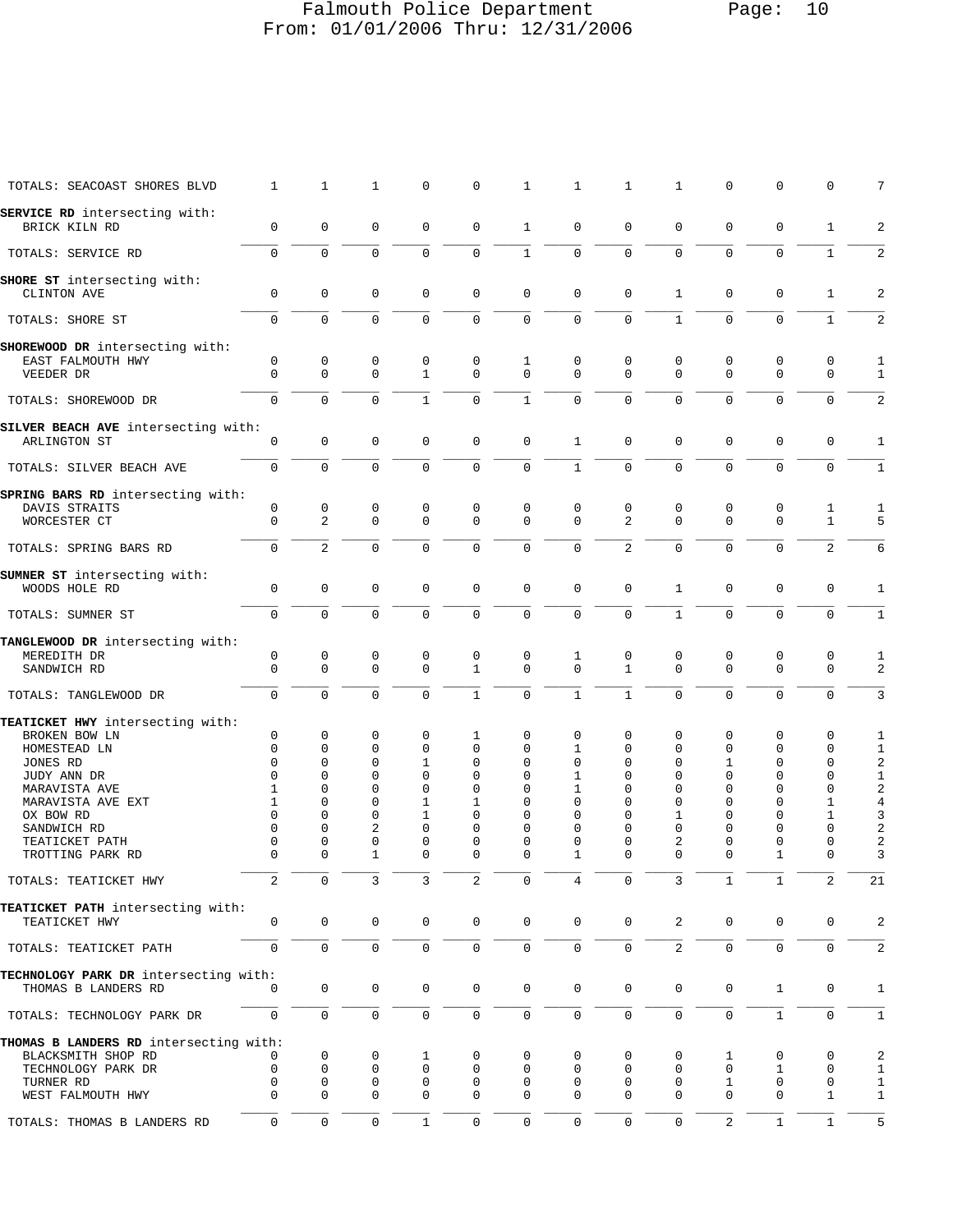Falmouth Police Department
From: 01/01/2006 Thru: 12/31/2006

| | | | | | | | | | | | | | |
|---|---|---|---|---|---|---|---|---|---|---|---|---|---|
| TOTALS: SEACOAST SHORES BLVD | 1 | 1 | 1 | 0 | 0 | 1 | 1 | 1 | 1 | 0 | 0 | 0 | 7 |
| **SERVICE RD** intersecting with: | | | | | | | | | | | | | |
| BRICK KILN RD | 0 | 0 | 0 | 0 | 0 | 1 | 0 | 0 | 0 | 0 | 0 | 1 | 2 |
| TOTALS: SERVICE RD | 0 | 0 | 0 | 0 | 0 | 1 | 0 | 0 | 0 | 0 | 0 | 1 | 2 |
| **SHORE ST** intersecting with: | | | | | | | | | | | | | |
| CLINTON AVE | 0 | 0 | 0 | 0 | 0 | 0 | 0 | 0 | 1 | 0 | 0 | 1 | 2 |
| TOTALS: SHORE ST | 0 | 0 | 0 | 0 | 0 | 0 | 0 | 0 | 1 | 0 | 0 | 1 | 2 |
| **SHOREWOOD DR** intersecting with: | | | | | | | | | | | | | |
| EAST FALMOUTH HWY | 0 | 0 | 0 | 0 | 0 | 1 | 0 | 0 | 0 | 0 | 0 | 0 | 1 |
| VEEDER DR | 0 | 0 | 0 | 1 | 0 | 0 | 0 | 0 | 0 | 0 | 0 | 0 | 1 |
| TOTALS: SHOREWOOD DR | 0 | 0 | 0 | 1 | 0 | 1 | 0 | 0 | 0 | 0 | 0 | 0 | 2 |
| **SILVER BEACH AVE** intersecting with: | | | | | | | | | | | | | |
| ARLINGTON ST | 0 | 0 | 0 | 0 | 0 | 0 | 1 | 0 | 0 | 0 | 0 | 0 | 1 |
| TOTALS: SILVER BEACH AVE | 0 | 0 | 0 | 0 | 0 | 0 | 1 | 0 | 0 | 0 | 0 | 0 | 1 |
| **SPRING BARS RD** intersecting with: | | | | | | | | | | | | | |
| DAVIS STRAITS | 0 | 0 | 0 | 0 | 0 | 0 | 0 | 0 | 0 | 0 | 0 | 1 | 1 |
| WORCESTER CT | 0 | 2 | 0 | 0 | 0 | 0 | 0 | 2 | 0 | 0 | 0 | 1 | 5 |
| TOTALS: SPRING BARS RD | 0 | 2 | 0 | 0 | 0 | 0 | 0 | 2 | 0 | 0 | 0 | 2 | 6 |
| **SUMNER ST** intersecting with: | | | | | | | | | | | | | |
| WOODS HOLE RD | 0 | 0 | 0 | 0 | 0 | 0 | 0 | 0 | 1 | 0 | 0 | 0 | 1 |
| TOTALS: SUMNER ST | 0 | 0 | 0 | 0 | 0 | 0 | 0 | 0 | 1 | 0 | 0 | 0 | 1 |
| **TANGLEWOOD DR** intersecting with: | | | | | | | | | | | | | |
| MEREDITH DR | 0 | 0 | 0 | 0 | 0 | 0 | 1 | 0 | 0 | 0 | 0 | 0 | 1 |
| SANDWICH RD | 0 | 0 | 0 | 0 | 1 | 0 | 0 | 1 | 0 | 0 | 0 | 0 | 2 |
| TOTALS: TANGLEWOOD DR | 0 | 0 | 0 | 0 | 1 | 0 | 1 | 1 | 0 | 0 | 0 | 0 | 3 |
| **TEATICKET HWY** intersecting with: | | | | | | | | | | | | | |
| BROKEN BOW LN | 0 | 0 | 0 | 0 | 1 | 0 | 0 | 0 | 0 | 0 | 0 | 0 | 1 |
| HOMESTEAD LN | 0 | 0 | 0 | 0 | 0 | 0 | 1 | 0 | 0 | 0 | 0 | 0 | 1 |
| JONES RD | 0 | 0 | 0 | 1 | 0 | 0 | 0 | 0 | 0 | 1 | 0 | 0 | 2 |
| JUDY ANN DR | 0 | 0 | 0 | 0 | 0 | 0 | 1 | 0 | 0 | 0 | 0 | 0 | 1 |
| MARAVISTA AVE | 1 | 0 | 0 | 0 | 0 | 0 | 1 | 0 | 0 | 0 | 0 | 0 | 2 |
| MARAVISTA AVE EXT | 1 | 0 | 0 | 1 | 1 | 0 | 0 | 0 | 0 | 0 | 0 | 1 | 4 |
| OX BOW RD | 0 | 0 | 0 | 1 | 0 | 0 | 0 | 0 | 1 | 0 | 0 | 1 | 3 |
| SANDWICH RD | 0 | 0 | 2 | 0 | 0 | 0 | 0 | 0 | 0 | 0 | 0 | 0 | 2 |
| TEATICKET PATH | 0 | 0 | 0 | 0 | 0 | 0 | 0 | 0 | 2 | 0 | 0 | 0 | 2 |
| TROTTING PARK RD | 0 | 0 | 1 | 0 | 0 | 0 | 1 | 0 | 0 | 0 | 1 | 0 | 3 |
| TOTALS: TEATICKET HWY | 2 | 0 | 3 | 3 | 2 | 0 | 4 | 0 | 3 | 1 | 1 | 2 | 21 |
| **TEATICKET PATH** intersecting with: | | | | | | | | | | | | | |
| TEATICKET HWY | 0 | 0 | 0 | 0 | 0 | 0 | 0 | 0 | 2 | 0 | 0 | 0 | 2 |
| TOTALS: TEATICKET PATH | 0 | 0 | 0 | 0 | 0 | 0 | 0 | 0 | 2 | 0 | 0 | 0 | 2 |
| **TECHNOLOGY PARK DR** intersecting with: | | | | | | | | | | | | | |
| THOMAS B LANDERS RD | 0 | 0 | 0 | 0 | 0 | 0 | 0 | 0 | 0 | 0 | 1 | 0 | 1 |
| TOTALS: TECHNOLOGY PARK DR | 0 | 0 | 0 | 0 | 0 | 0 | 0 | 0 | 0 | 0 | 1 | 0 | 1 |
| **THOMAS B LANDERS RD** intersecting with: | | | | | | | | | | | | | |
| BLACKSMITH SHOP RD | 0 | 0 | 0 | 1 | 0 | 0 | 0 | 0 | 0 | 1 | 0 | 0 | 2 |
| TECHNOLOGY PARK DR | 0 | 0 | 0 | 0 | 0 | 0 | 0 | 0 | 0 | 0 | 1 | 0 | 1 |
| TURNER RD | 0 | 0 | 0 | 0 | 0 | 0 | 0 | 0 | 0 | 1 | 0 | 0 | 1 |
| WEST FALMOUTH HWY | 0 | 0 | 0 | 0 | 0 | 0 | 0 | 0 | 0 | 0 | 0 | 1 | 1 |
| TOTALS: THOMAS B LANDERS RD | 0 | 0 | 0 | 1 | 0 | 0 | 0 | 0 | 0 | 2 | 1 | 1 | 5 |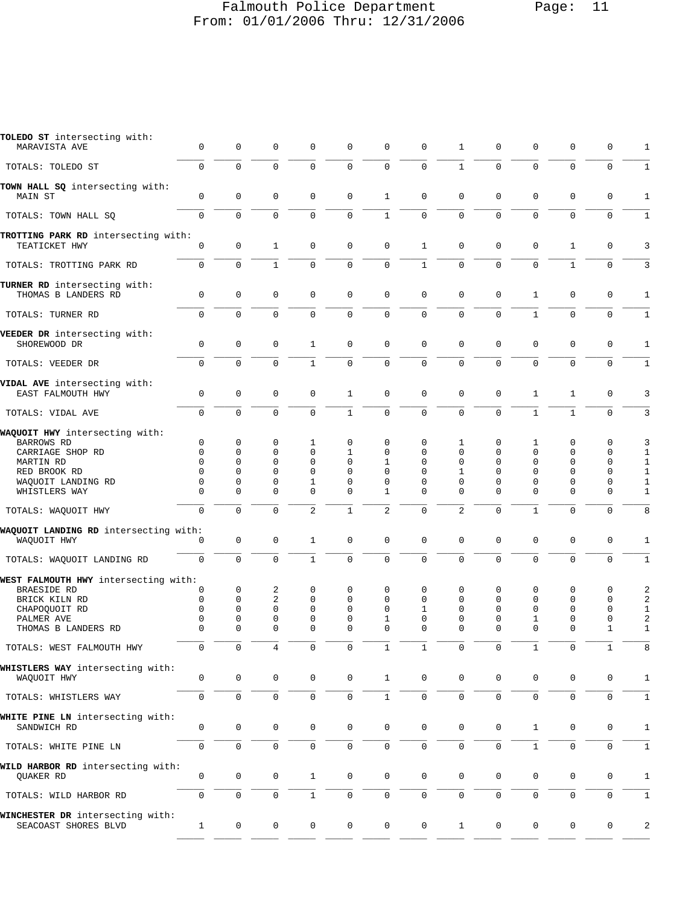| Street | | | | | | | | | | | | | |
|---|---|---|---|---|---|---|---|---|---|---|---|---|---|
| **TOLEDO ST** intersecting with: | | | | | | | | | | | | | |
| MARAVISTA AVE | 0 | 0 | 0 | 0 | 0 | 0 | 0 | 1 | 0 | 0 | 0 | 0 | 1 |
| TOTALS: TOLEDO ST | 0 | 0 | 0 | 0 | 0 | 0 | 0 | 1 | 0 | 0 | 0 | 0 | 1 |
| **TOWN HALL SQ** intersecting with: | | | | | | | | | | | | | |
| MAIN ST | 0 | 0 | 0 | 0 | 0 | 1 | 0 | 0 | 0 | 0 | 0 | 0 | 1 |
| TOTALS: TOWN HALL SQ | 0 | 0 | 0 | 0 | 0 | 1 | 0 | 0 | 0 | 0 | 0 | 0 | 1 |
| **TROTTING PARK RD** intersecting with: | | | | | | | | | | | | | |
| TEATICKET HWY | 0 | 0 | 1 | 0 | 0 | 0 | 1 | 0 | 0 | 0 | 1 | 0 | 3 |
| TOTALS: TROTTING PARK RD | 0 | 0 | 1 | 0 | 0 | 0 | 1 | 0 | 0 | 0 | 1 | 0 | 3 |
| **TURNER RD** intersecting with: | | | | | | | | | | | | | |
| THOMAS B LANDERS RD | 0 | 0 | 0 | 0 | 0 | 0 | 0 | 0 | 0 | 1 | 0 | 0 | 1 |
| TOTALS: TURNER RD | 0 | 0 | 0 | 0 | 0 | 0 | 0 | 0 | 0 | 1 | 0 | 0 | 1 |
| **VEEDER DR** intersecting with: | | | | | | | | | | | | | |
| SHOREWOOD DR | 0 | 0 | 0 | 1 | 0 | 0 | 0 | 0 | 0 | 0 | 0 | 0 | 1 |
| TOTALS: VEEDER DR | 0 | 0 | 0 | 1 | 0 | 0 | 0 | 0 | 0 | 0 | 0 | 0 | 1 |
| **VIDAL AVE** intersecting with: | | | | | | | | | | | | | |
| EAST FALMOUTH HWY | 0 | 0 | 0 | 0 | 1 | 0 | 0 | 0 | 0 | 1 | 1 | 0 | 3 |
| TOTALS: VIDAL AVE | 0 | 0 | 0 | 0 | 1 | 0 | 0 | 0 | 0 | 1 | 1 | 0 | 3 |
| **WAQUOIT HWY** intersecting with: | | | | | | | | | | | | | |
| BARROWS RD | 0 | 0 | 0 | 1 | 0 | 0 | 0 | 1 | 0 | 1 | 0 | 0 | 3 |
| CARRIAGE SHOP RD | 0 | 0 | 0 | 0 | 1 | 0 | 0 | 0 | 0 | 0 | 0 | 0 | 1 |
| MARTIN RD | 0 | 0 | 0 | 0 | 0 | 1 | 0 | 0 | 0 | 0 | 0 | 0 | 1 |
| RED BROOK RD | 0 | 0 | 0 | 0 | 0 | 0 | 0 | 1 | 0 | 0 | 0 | 0 | 1 |
| WAQUOIT LANDING RD | 0 | 0 | 0 | 1 | 0 | 0 | 0 | 0 | 0 | 0 | 0 | 0 | 1 |
| WHISTLERS WAY | 0 | 0 | 0 | 0 | 0 | 1 | 0 | 0 | 0 | 0 | 0 | 0 | 1 |
| TOTALS: WAQUOIT HWY | 0 | 0 | 0 | 2 | 1 | 2 | 0 | 2 | 0 | 1 | 0 | 0 | 8 |
| **WAQUOIT LANDING RD** intersecting with: | | | | | | | | | | | | | |
| WAQUOIT HWY | 0 | 0 | 0 | 1 | 0 | 0 | 0 | 0 | 0 | 0 | 0 | 0 | 1 |
| TOTALS: WAQUOIT LANDING RD | 0 | 0 | 0 | 1 | 0 | 0 | 0 | 0 | 0 | 0 | 0 | 0 | 1 |
| **WEST FALMOUTH HWY** intersecting with: | | | | | | | | | | | | | |
| BRAESIDE RD | 0 | 0 | 2 | 0 | 0 | 0 | 0 | 0 | 0 | 0 | 0 | 0 | 2 |
| BRICK KILN RD | 0 | 0 | 2 | 0 | 0 | 0 | 0 | 0 | 0 | 0 | 0 | 0 | 2 |
| CHAPOQUOIT RD | 0 | 0 | 0 | 0 | 0 | 0 | 1 | 0 | 0 | 0 | 0 | 0 | 1 |
| PALMER AVE | 0 | 0 | 0 | 0 | 0 | 1 | 0 | 0 | 0 | 1 | 0 | 0 | 2 |
| THOMAS B LANDERS RD | 0 | 0 | 0 | 0 | 0 | 0 | 0 | 0 | 0 | 0 | 0 | 1 | 1 |
| TOTALS: WEST FALMOUTH HWY | 0 | 0 | 4 | 0 | 0 | 1 | 1 | 0 | 0 | 1 | 0 | 1 | 8 |
| **WHISTLERS WAY** intersecting with: | | | | | | | | | | | | | |
| WAQUOIT HWY | 0 | 0 | 0 | 0 | 0 | 1 | 0 | 0 | 0 | 0 | 0 | 0 | 1 |
| TOTALS: WHISTLERS WAY | 0 | 0 | 0 | 0 | 0 | 1 | 0 | 0 | 0 | 0 | 0 | 0 | 1 |
| **WHITE PINE LN** intersecting with: | | | | | | | | | | | | | |
| SANDWICH RD | 0 | 0 | 0 | 0 | 0 | 0 | 0 | 0 | 0 | 1 | 0 | 0 | 1 |
| TOTALS: WHITE PINE LN | 0 | 0 | 0 | 0 | 0 | 0 | 0 | 0 | 0 | 1 | 0 | 0 | 1 |
| **WILD HARBOR RD** intersecting with: | | | | | | | | | | | | | |
| QUAKER RD | 0 | 0 | 0 | 1 | 0 | 0 | 0 | 0 | 0 | 0 | 0 | 0 | 1 |
| TOTALS: WILD HARBOR RD | 0 | 0 | 0 | 1 | 0 | 0 | 0 | 0 | 0 | 0 | 0 | 0 | 1 |
| **WINCHESTER DR** intersecting with: | | | | | | | | | | | | | |
| SEACOAST SHORES BLVD | 1 | 0 | 0 | 0 | 0 | 0 | 0 | 1 | 0 | 0 | 0 | 0 | 2 |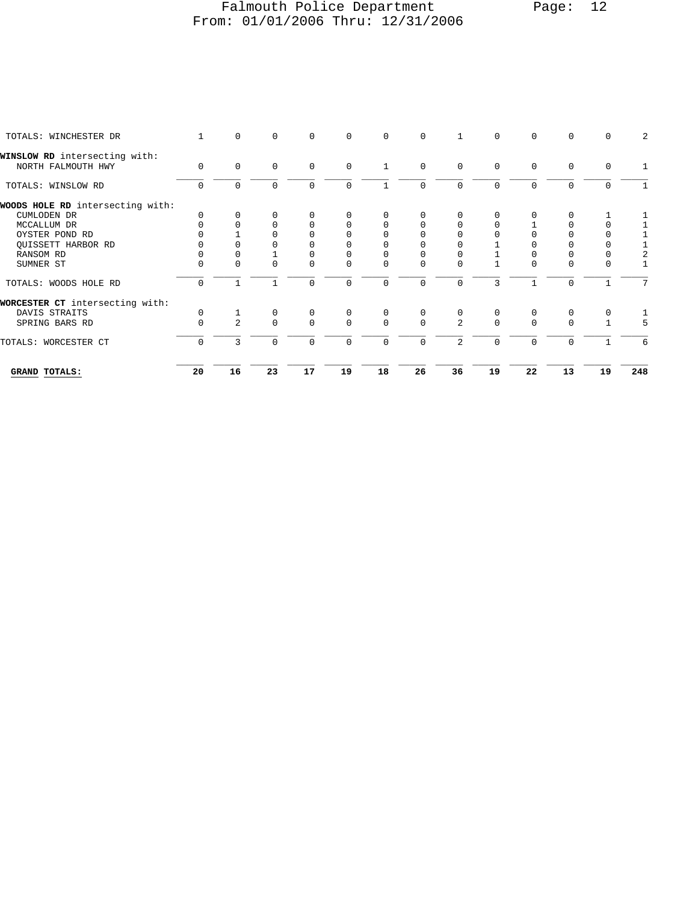| | | | | | | | | | | | | | |
|---|---|---|---|---|---|---|---|---|---|---|---|---|---|
| TOTALS: WINCHESTER DR | 1 | 0 | 0 | 0 | 0 | 0 | 0 | 1 | 0 | 0 | 0 | 0 | 2 |
| **WINSLOW RD** intersecting with: | | | | | | | | | | | | | |
| NORTH FALMOUTH HWY | 0 | 0 | 0 | 0 | 0 | 1 | 0 | 0 | 0 | 0 | 0 | 0 | 1 |
| TOTALS: WINSLOW RD | 0 | 0 | 0 | 0 | 0 | 1 | 0 | 0 | 0 | 0 | 0 | 0 | 1 |
| **WOODS HOLE RD** intersecting with: | | | | | | | | | | | | | |
| CUMLODEN DR | 0 | 0 | 0 | 0 | 0 | 0 | 0 | 0 | 0 | 0 | 0 | 1 | 1 |
| MCCALLUM DR | 0 | 0 | 0 | 0 | 0 | 0 | 0 | 0 | 0 | 1 | 0 | 0 | 1 |
| OYSTER POND RD | 0 | 1 | 0 | 0 | 0 | 0 | 0 | 0 | 0 | 0 | 0 | 0 | 1 |
| QUISSETT HARBOR RD | 0 | 0 | 0 | 0 | 0 | 0 | 0 | 0 | 1 | 0 | 0 | 0 | 1 |
| RANSOM RD | 0 | 0 | 1 | 0 | 0 | 0 | 0 | 0 | 1 | 0 | 0 | 0 | 2 |
| SUMNER ST | 0 | 0 | 0 | 0 | 0 | 0 | 0 | 0 | 1 | 0 | 0 | 0 | 1 |
| TOTALS: WOODS HOLE RD | 0 | 1 | 1 | 0 | 0 | 0 | 0 | 0 | 3 | 1 | 0 | 1 | 7 |
| **WORCESTER CT** intersecting with: | | | | | | | | | | | | | |
| DAVIS STRAITS | 0 | 1 | 0 | 0 | 0 | 0 | 0 | 0 | 0 | 0 | 0 | 0 | 1 |
| SPRING BARS RD | 0 | 2 | 0 | 0 | 0 | 0 | 0 | 2 | 0 | 0 | 0 | 1 | 5 |
| TOTALS: WORCESTER CT | 0 | 3 | 0 | 0 | 0 | 0 | 0 | 2 | 0 | 0 | 0 | 1 | 6 |
| **GRAND TOTALS:** | **20** | **16** | **23** | **17** | **19** | **18** | **26** | **36** | **19** | **22** | **13** | **19** | **248** |